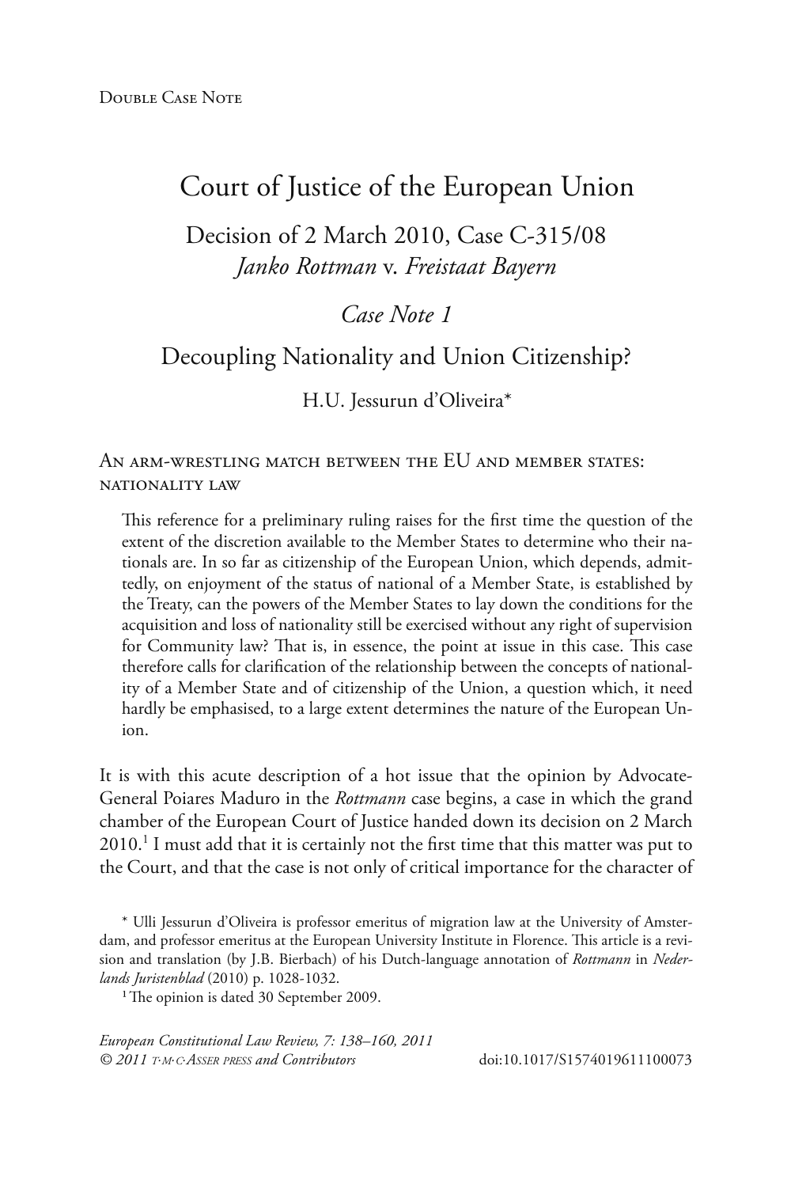Double Case Note

# Court of Justice of the European Union

## Decision of 2 March 2010, Case C-315/08 *Janko Rottman* v. *Freistaat Bayern*

## *Case Note 1*

## Decoupling Nationality and Union Citizenship?

H.U. Jessurun d'Oliveira*

### An arm-wrestling match between the EU and member states: nationality law

> This reference for a preliminary ruling raises for the first time the question of the extent of the discretion available to the Member States to determine who their nationals are. In so far as citizenship of the European Union, which depends, admittedly, on enjoyment of the status of national of a Member State, is established by the Treaty, can the powers of the Member States to lay down the conditions for the acquisition and loss of nationality still be exercised without any right of supervision for Community law? That is, in essence, the point at issue in this case. This case therefore calls for clarification of the relationship between the concepts of nationality of a Member State and of citizenship of the Union, a question which, it need hardly be emphasised, to a large extent determines the nature of the European Union.

It is with this acute description of a hot issue that the opinion by Advocate-General Poiares Maduro in the *Rottmann* case begins, a case in which the grand chamber of the European Court of Justice handed down its decision on 2 March 2010.[1] I must add that it is certainly not the first time that this matter was put to the Court, and that the case is not only of critical importance for the character of

\* Ulli Jessurun d'Oliveira is professor emeritus of migration law at the University of Amsterdam, and professor emeritus at the European University Institute in Florence. This article is a revision and translation (by J.B. Bierbach) of his Dutch-language annotation of *Rottmann* in *Nederlands Juristenblad* (2010) p. 1028-1032.

[1] The opinion is dated 30 September 2009.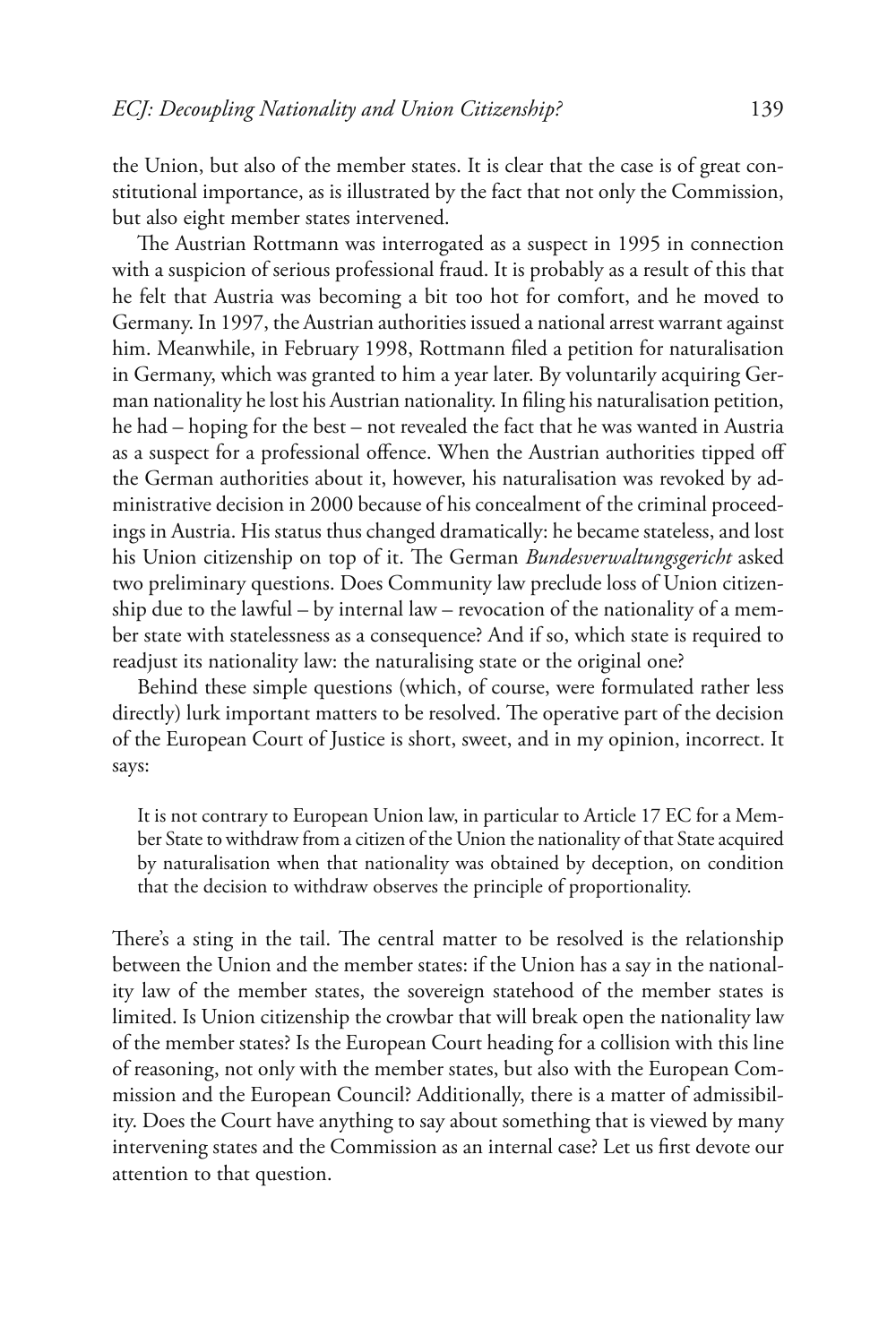the Union, but also of the member states. It is clear that the case is of great constitutional importance, as is illustrated by the fact that not only the Commission, but also eight member states intervened.

The Austrian Rottmann was interrogated as a suspect in 1995 in connection with a suspicion of serious professional fraud. It is probably as a result of this that he felt that Austria was becoming a bit too hot for comfort, and he moved to Germany. In 1997, the Austrian authorities issued a national arrest warrant against him. Meanwhile, in February 1998, Rottmann filed a petition for naturalisation in Germany, which was granted to him a year later. By voluntarily acquiring German nationality he lost his Austrian nationality. In filing his naturalisation petition, he had – hoping for the best – not revealed the fact that he was wanted in Austria as a suspect for a professional offence. When the Austrian authorities tipped off the German authorities about it, however, his naturalisation was revoked by administrative decision in 2000 because of his concealment of the criminal proceedings in Austria. His status thus changed dramatically: he became stateless, and lost his Union citizenship on top of it. The German *Bundesverwaltungsgericht* asked two preliminary questions. Does Community law preclude loss of Union citizenship due to the lawful – by internal law – revocation of the nationality of a member state with statelessness as a consequence? And if so, which state is required to readjust its nationality law: the naturalising state or the original one?

Behind these simple questions (which, of course, were formulated rather less directly) lurk important matters to be resolved. The operative part of the decision of the European Court of Justice is short, sweet, and in my opinion, incorrect. It says:

> It is not contrary to European Union law, in particular to Article 17 EC for a Member State to withdraw from a citizen of the Union the nationality of that State acquired by naturalisation when that nationality was obtained by deception, on condition that the decision to withdraw observes the principle of proportionality.

There's a sting in the tail. The central matter to be resolved is the relationship between the Union and the member states: if the Union has a say in the nationality law of the member states, the sovereign statehood of the member states is limited. Is Union citizenship the crowbar that will break open the nationality law of the member states? Is the European Court heading for a collision with this line of reasoning, not only with the member states, but also with the European Commission and the European Council? Additionally, there is a matter of admissibility. Does the Court have anything to say about something that is viewed by many intervening states and the Commission as an internal case? Let us first devote our attention to that question.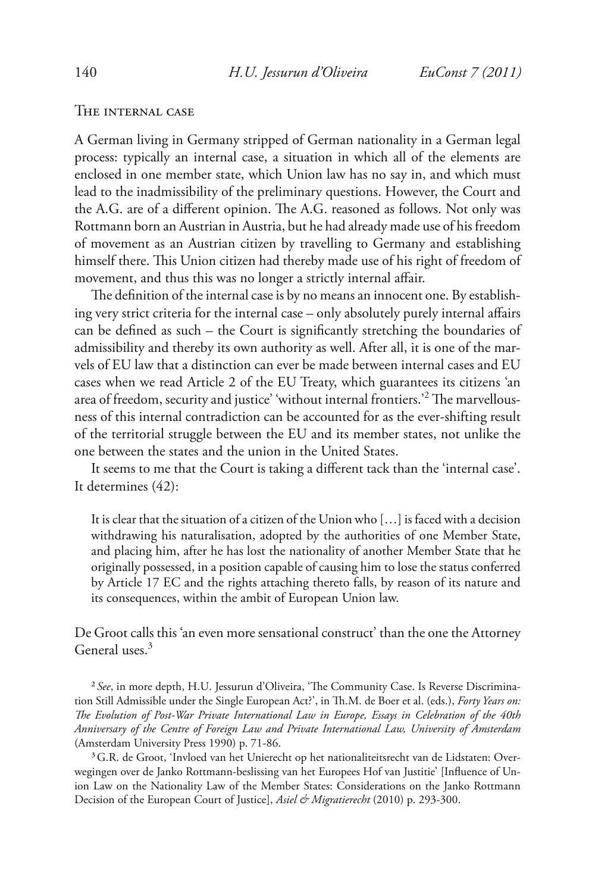## The internal case

A German living in Germany stripped of German nationality in a German legal process: typically an internal case, a situation in which all of the elements are enclosed in one member state, which Union law has no say in, and which must lead to the inadmissibility of the preliminary questions. However, the Court and the A.G. are of a different opinion. The A.G. reasoned as follows. Not only was Rottmann born an Austrian in Austria, but he had already made use of his freedom of movement as an Austrian citizen by travelling to Germany and establishing himself there. This Union citizen had thereby made use of his right of freedom of movement, and thus this was no longer a strictly internal affair.

The definition of the internal case is by no means an innocent one. By establishing very strict criteria for the internal case – only absolutely purely internal affairs can be defined as such – the Court is significantly stretching the boundaries of admissibility and thereby its own authority as well. After all, it is one of the marvels of EU law that a distinction can ever be made between internal cases and EU cases when we read Article 2 of the EU Treaty, which guarantees its citizens 'an area of freedom, security and justice' 'without internal frontiers.'[2] The marvellousness of this internal contradiction can be accounted for as the ever-shifting result of the territorial struggle between the EU and its member states, not unlike the one between the states and the union in the United States.

It seems to me that the Court is taking a different tack than the 'internal case'. It determines (42):

> It is clear that the situation of a citizen of the Union who […] is faced with a decision withdrawing his naturalisation, adopted by the authorities of one Member State, and placing him, after he has lost the nationality of another Member State that he originally possessed, in a position capable of causing him to lose the status conferred by Article 17 EC and the rights attaching thereto falls, by reason of its nature and its consequences, within the ambit of European Union law.

De Groot calls this 'an even more sensational construct' than the one the Attorney General uses.[3]

[2] *See*, in more depth, H.U. Jessurun d'Oliveira, 'The Community Case. Is Reverse Discrimination Still Admissible under the Single European Act?', in Th.M. de Boer et al. (eds.), *Forty Years on: The Evolution of Post-War Private International Law in Europe, Essays in Celebration of the 40th Anniversary of the Centre of Foreign Law and Private International Law, University of Amsterdam* (Amsterdam University Press 1990) p. 71-86.

[3] G.R. de Groot, 'Invloed van het Unierecht op het nationaliteitsrecht van de Lidstaten: Overwegingen over de Janko Rottmann-beslissing van het Europees Hof van Justitie' [Influence of Union Law on the Nationality Law of the Member States: Considerations on the Janko Rottmann Decision of the European Court of Justice], *Asiel & Migratierecht* (2010) p. 293-300.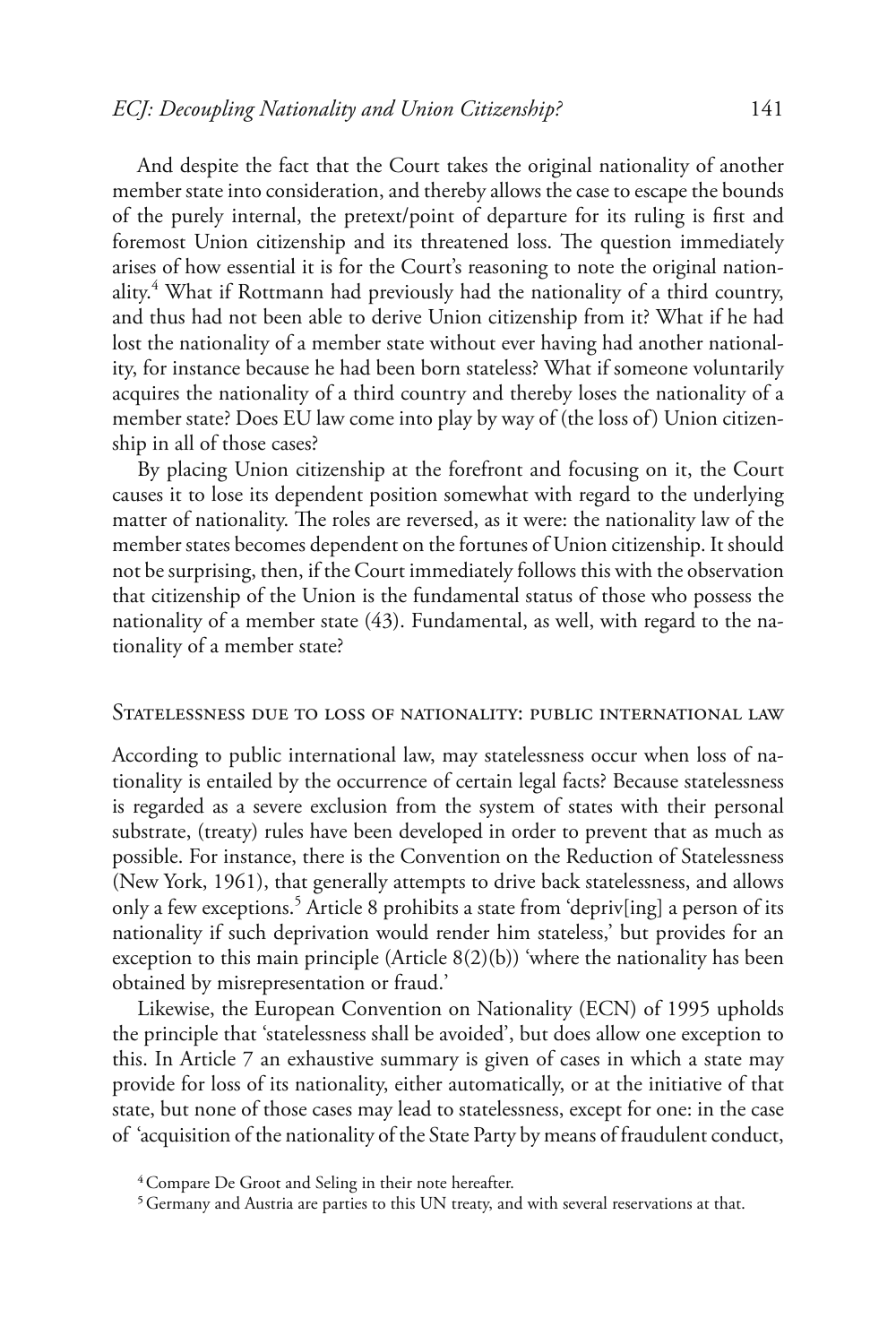And despite the fact that the Court takes the original nationality of another member state into consideration, and thereby allows the case to escape the bounds of the purely internal, the pretext/point of departure for its ruling is first and foremost Union citizenship and its threatened loss. The question immediately arises of how essential it is for the Court's reasoning to note the original nationality.[4] What if Rottmann had previously had the nationality of a third country, and thus had not been able to derive Union citizenship from it? What if he had lost the nationality of a member state without ever having had another nationality, for instance because he had been born stateless? What if someone voluntarily acquires the nationality of a third country and thereby loses the nationality of a member state? Does EU law come into play by way of (the loss of) Union citizenship in all of those cases?

By placing Union citizenship at the forefront and focusing on it, the Court causes it to lose its dependent position somewhat with regard to the underlying matter of nationality. The roles are reversed, as it were: the nationality law of the member states becomes dependent on the fortunes of Union citizenship. It should not be surprising, then, if the Court immediately follows this with the observation that citizenship of the Union is the fundamental status of those who possess the nationality of a member state (43). Fundamental, as well, with regard to the nationality of a member state?

## Statelessness due to loss of nationality: public international law

According to public international law, may statelessness occur when loss of nationality is entailed by the occurrence of certain legal facts? Because statelessness is regarded as a severe exclusion from the system of states with their personal substrate, (treaty) rules have been developed in order to prevent that as much as possible. For instance, there is the Convention on the Reduction of Statelessness (New York, 1961), that generally attempts to drive back statelessness, and allows only a few exceptions.[5] Article 8 prohibits a state from 'depriv[ing] a person of its nationality if such deprivation would render him stateless,' but provides for an exception to this main principle (Article 8(2)(b)) 'where the nationality has been obtained by misrepresentation or fraud.'

Likewise, the European Convention on Nationality (ECN) of 1995 upholds the principle that 'statelessness shall be avoided', but does allow one exception to this. In Article 7 an exhaustive summary is given of cases in which a state may provide for loss of its nationality, either automatically, or at the initiative of that state, but none of those cases may lead to statelessness, except for one: in the case of 'acquisition of the nationality of the State Party by means of fraudulent conduct,

[4] Compare De Groot and Seling in their note hereafter.

[5] Germany and Austria are parties to this UN treaty, and with several reservations at that.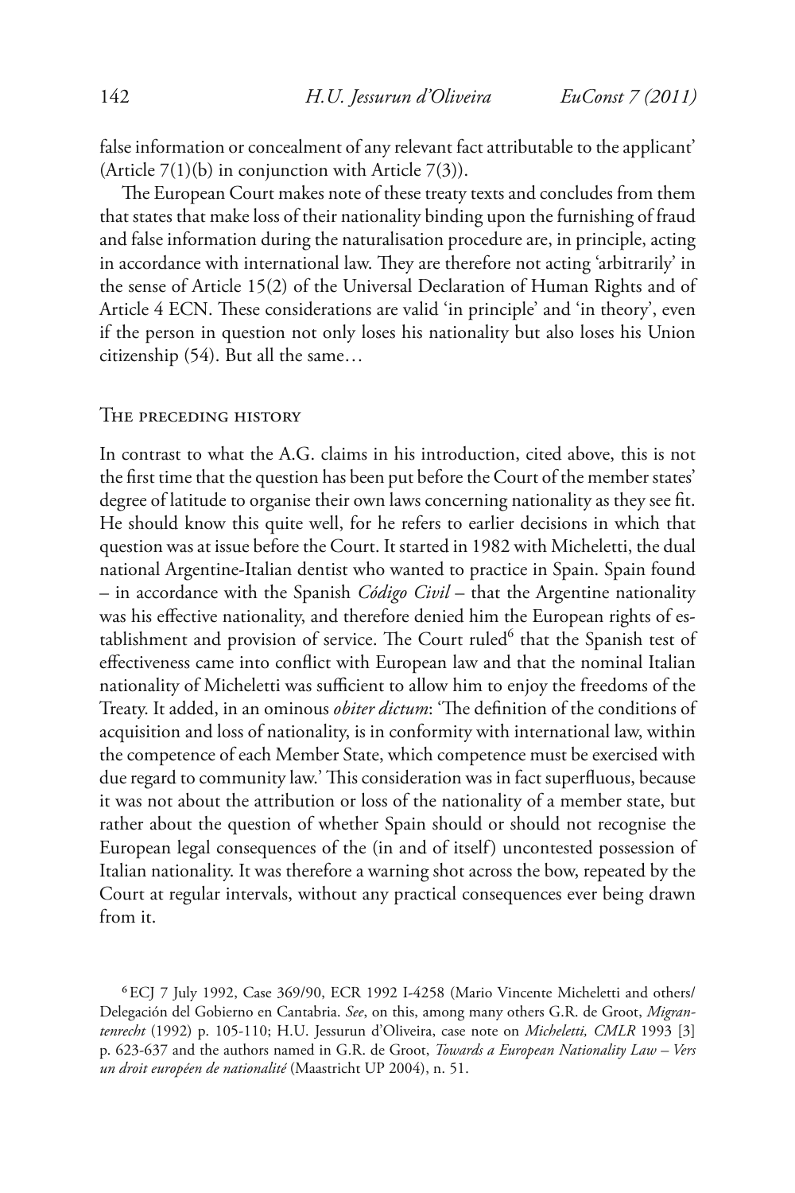false information or concealment of any relevant fact attributable to the applicant' (Article 7(1)(b) in conjunction with Article 7(3)).

The European Court makes note of these treaty texts and concludes from them that states that make loss of their nationality binding upon the furnishing of fraud and false information during the naturalisation procedure are, in principle, acting in accordance with international law. They are therefore not acting 'arbitrarily' in the sense of Article 15(2) of the Universal Declaration of Human Rights and of Article 4 ECN. These considerations are valid 'in principle' and 'in theory', even if the person in question not only loses his nationality but also loses his Union citizenship (54). But all the same…

## The preceding history

In contrast to what the A.G. claims in his introduction, cited above, this is not the first time that the question has been put before the Court of the member states' degree of latitude to organise their own laws concerning nationality as they see fit. He should know this quite well, for he refers to earlier decisions in which that question was at issue before the Court. It started in 1982 with Micheletti, the dual national Argentine-Italian dentist who wanted to practice in Spain. Spain found – in accordance with the Spanish *Código Civil* – that the Argentine nationality was his effective nationality, and therefore denied him the European rights of establishment and provision of service. The Court ruled[6] that the Spanish test of effectiveness came into conflict with European law and that the nominal Italian nationality of Micheletti was sufficient to allow him to enjoy the freedoms of the Treaty. It added, in an ominous *obiter dictum*: 'The definition of the conditions of acquisition and loss of nationality, is in conformity with international law, within the competence of each Member State, which competence must be exercised with due regard to community law.' This consideration was in fact superfluous, because it was not about the attribution or loss of the nationality of a member state, but rather about the question of whether Spain should or should not recognise the European legal consequences of the (in and of itself) uncontested possession of Italian nationality. It was therefore a warning shot across the bow, repeated by the Court at regular intervals, without any practical consequences ever being drawn from it.

[6] ECJ 7 July 1992, Case 369/90, ECR 1992 I-4258 (Mario Vincente Micheletti and others/ Delegación del Gobierno en Cantabria. *See*, on this, among many others G.R. de Groot, *Migrantenrecht* (1992) p. 105-110; H.U. Jessurun d'Oliveira, case note on *Micheletti, CMLR* 1993 [3] p. 623-637 and the authors named in G.R. de Groot, *Towards a European Nationality Law – Vers un droit européen de nationalité* (Maastricht UP 2004), n. 51.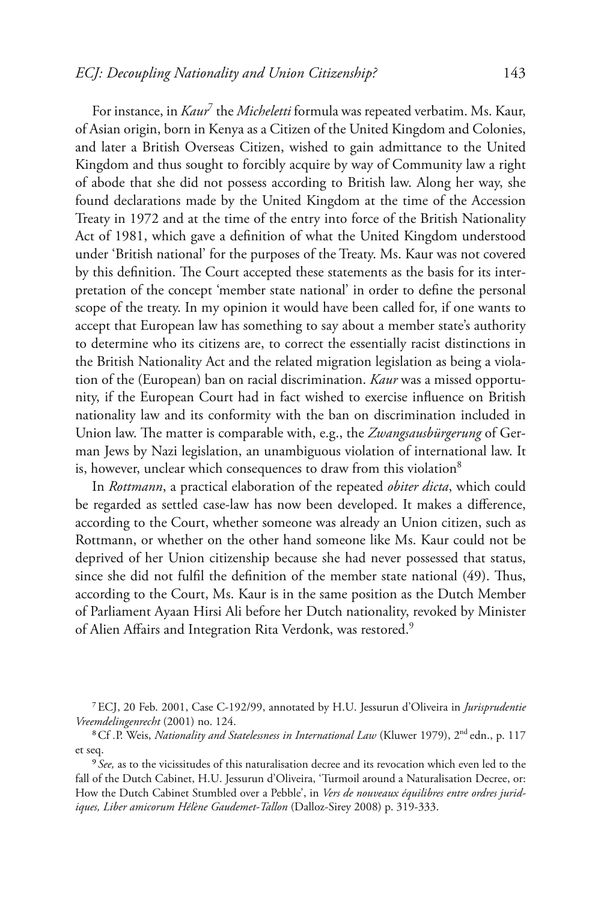For instance, in *Kaur*[7] the *Micheletti* formula was repeated verbatim. Ms. Kaur, of Asian origin, born in Kenya as a Citizen of the United Kingdom and Colonies, and later a British Overseas Citizen, wished to gain admittance to the United Kingdom and thus sought to forcibly acquire by way of Community law a right of abode that she did not possess according to British law. Along her way, she found declarations made by the United Kingdom at the time of the Accession Treaty in 1972 and at the time of the entry into force of the British Nationality Act of 1981, which gave a definition of what the United Kingdom understood under 'British national' for the purposes of the Treaty. Ms. Kaur was not covered by this definition. The Court accepted these statements as the basis for its interpretation of the concept 'member state national' in order to define the personal scope of the treaty. In my opinion it would have been called for, if one wants to accept that European law has something to say about a member state's authority to determine who its citizens are, to correct the essentially racist distinctions in the British Nationality Act and the related migration legislation as being a violation of the (European) ban on racial discrimination. *Kaur* was a missed opportunity, if the European Court had in fact wished to exercise influence on British nationality law and its conformity with the ban on discrimination included in Union law. The matter is comparable with, e.g., the *Zwangsausbürgerung* of German Jews by Nazi legislation, an unambiguous violation of international law. It is, however, unclear which consequences to draw from this violation[8]

In *Rottmann*, a practical elaboration of the repeated *obiter dicta*, which could be regarded as settled case-law has now been developed. It makes a difference, according to the Court, whether someone was already an Union citizen, such as Rottmann, or whether on the other hand someone like Ms. Kaur could not be deprived of her Union citizenship because she had never possessed that status, since she did not fulfil the definition of the member state national (49). Thus, according to the Court, Ms. Kaur is in the same position as the Dutch Member of Parliament Ayaan Hirsi Ali before her Dutch nationality, revoked by Minister of Alien Affairs and Integration Rita Verdonk, was restored.[9]

---

[7] ECJ, 20 Feb. 2001, Case C-192/99, annotated by H.U. Jessurun d'Oliveira in *Jurisprudentie Vreemdelingenrecht* (2001) no. 124.

[8] Cf .P. Weis, *Nationality and Statelessness in International Law* (Kluwer 1979), 2nd edn., p. 117 et seq.

[9] *See,* as to the vicissitudes of this naturalisation decree and its revocation which even led to the fall of the Dutch Cabinet, H.U. Jessurun d'Oliveira, 'Turmoil around a Naturalisation Decree, or: How the Dutch Cabinet Stumbled over a Pebble', in *Vers de nouveaux équilibres entre ordres juridiques, Liber amicorum Hélène Gaudemet-Tallon* (Dalloz-Sirey 2008) p. 319-333.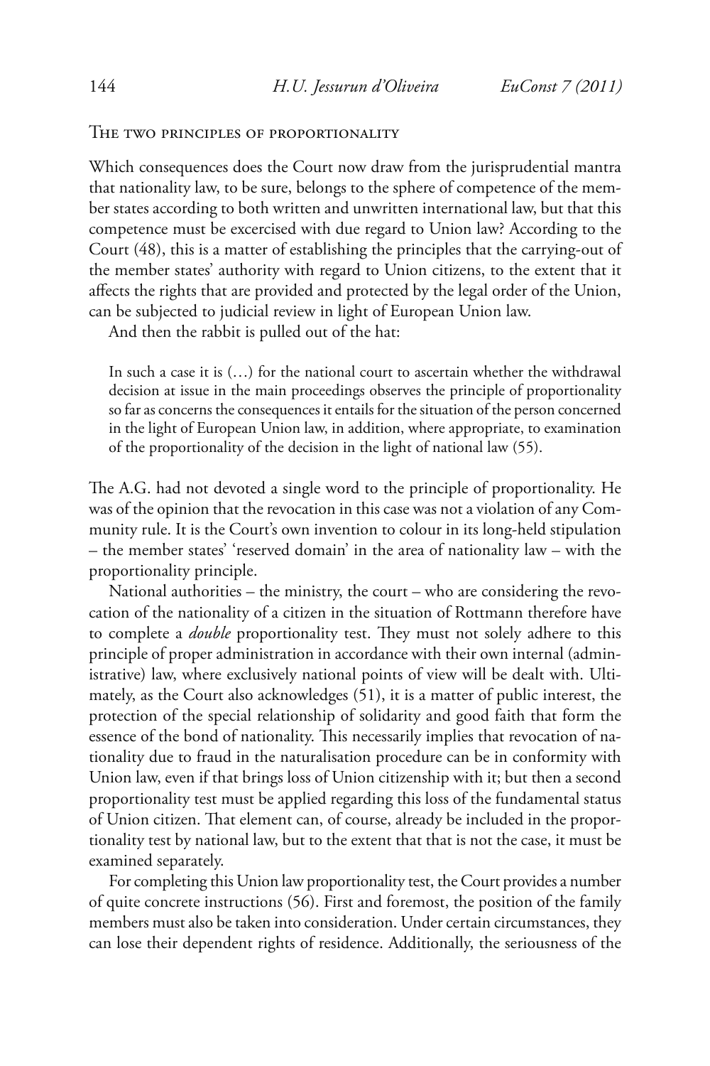### The two principles of proportionality

Which consequences does the Court now draw from the jurisprudential mantra that nationality law, to be sure, belongs to the sphere of competence of the member states according to both written and unwritten international law, but that this competence must be excercised with due regard to Union law? According to the Court (48), this is a matter of establishing the principles that the carrying-out of the member states' authority with regard to Union citizens, to the extent that it affects the rights that are provided and protected by the legal order of the Union, can be subjected to judicial review in light of European Union law.

And then the rabbit is pulled out of the hat:

> In such a case it is (…) for the national court to ascertain whether the withdrawal decision at issue in the main proceedings observes the principle of proportionality so far as concerns the consequences it entails for the situation of the person concerned in the light of European Union law, in addition, where appropriate, to examination of the proportionality of the decision in the light of national law (55).

The A.G. had not devoted a single word to the principle of proportionality. He was of the opinion that the revocation in this case was not a violation of any Community rule. It is the Court's own invention to colour in its long-held stipulation – the member states' 'reserved domain' in the area of nationality law – with the proportionality principle.

National authorities – the ministry, the court – who are considering the revocation of the nationality of a citizen in the situation of Rottmann therefore have to complete a *double* proportionality test. They must not solely adhere to this principle of proper administration in accordance with their own internal (administrative) law, where exclusively national points of view will be dealt with. Ultimately, as the Court also acknowledges (51), it is a matter of public interest, the protection of the special relationship of solidarity and good faith that form the essence of the bond of nationality. This necessarily implies that revocation of nationality due to fraud in the naturalisation procedure can be in conformity with Union law, even if that brings loss of Union citizenship with it; but then a second proportionality test must be applied regarding this loss of the fundamental status of Union citizen. That element can, of course, already be included in the proportionality test by national law, but to the extent that that is not the case, it must be examined separately.

For completing this Union law proportionality test, the Court provides a number of quite concrete instructions (56). First and foremost, the position of the family members must also be taken into consideration. Under certain circumstances, they can lose their dependent rights of residence. Additionally, the seriousness of the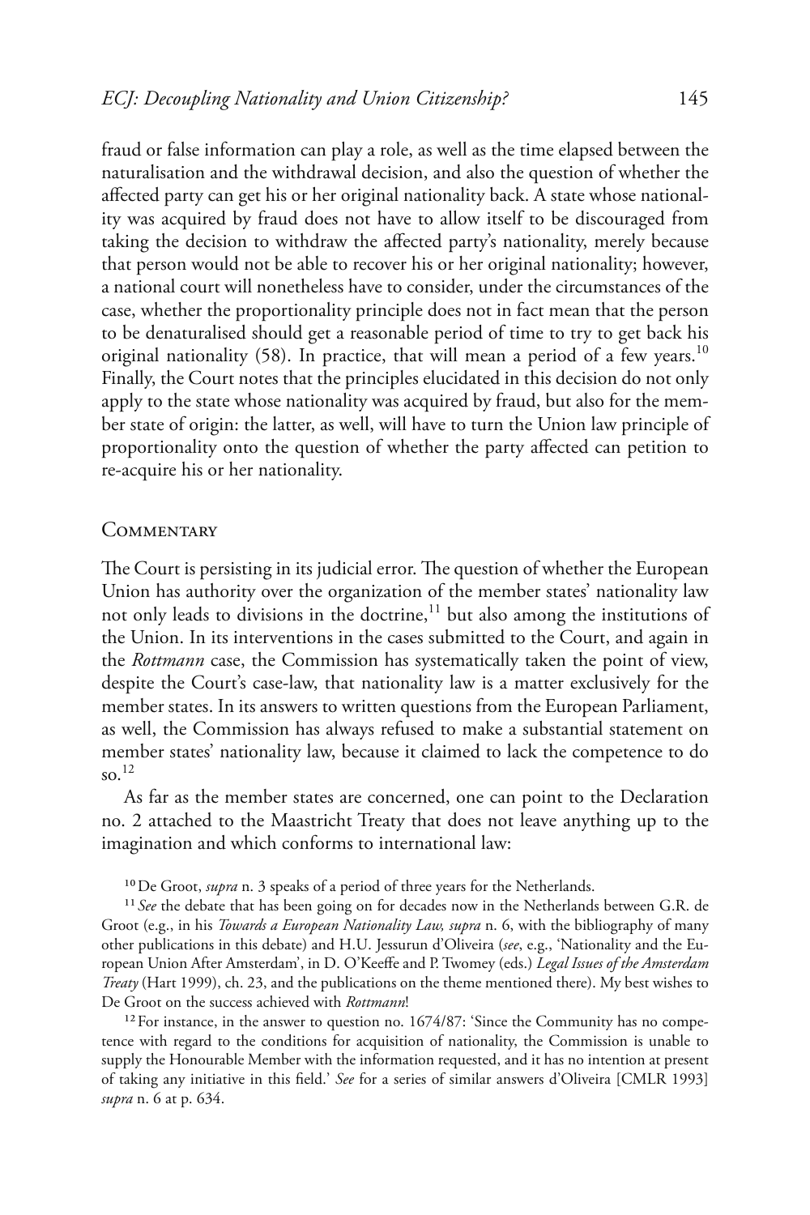fraud or false information can play a role, as well as the time elapsed between the naturalisation and the withdrawal decision, and also the question of whether the affected party can get his or her original nationality back. A state whose nationality was acquired by fraud does not have to allow itself to be discouraged from taking the decision to withdraw the affected party's nationality, merely because that person would not be able to recover his or her original nationality; however, a national court will nonetheless have to consider, under the circumstances of the case, whether the proportionality principle does not in fact mean that the person to be denaturalised should get a reasonable period of time to try to get back his original nationality (58). In practice, that will mean a period of a few years.[10] Finally, the Court notes that the principles elucidated in this decision do not only apply to the state whose nationality was acquired by fraud, but also for the member state of origin: the latter, as well, will have to turn the Union law principle of proportionality onto the question of whether the party affected can petition to re-acquire his or her nationality.

## Commentary

The Court is persisting in its judicial error. The question of whether the European Union has authority over the organization of the member states' nationality law not only leads to divisions in the doctrine,[11] but also among the institutions of the Union. In its interventions in the cases submitted to the Court, and again in the *Rottmann* case, the Commission has systematically taken the point of view, despite the Court's case-law, that nationality law is a matter exclusively for the member states. In its answers to written questions from the European Parliament, as well, the Commission has always refused to make a substantial statement on member states' nationality law, because it claimed to lack the competence to do so.[12]

As far as the member states are concerned, one can point to the Declaration no. 2 attached to the Maastricht Treaty that does not leave anything up to the imagination and which conforms to international law:

[10] De Groot, *supra* n. 3 speaks of a period of three years for the Netherlands.

[11] *See* the debate that has been going on for decades now in the Netherlands between G.R. de Groot (e.g., in his *Towards a European Nationality Law, supra* n. 6, with the bibliography of many other publications in this debate) and H.U. Jessurun d'Oliveira (*see*, e.g., 'Nationality and the European Union After Amsterdam', in D. O'Keeffe and P. Twomey (eds.) *Legal Issues of the Amsterdam Treaty* (Hart 1999), ch. 23, and the publications on the theme mentioned there). My best wishes to De Groot on the success achieved with *Rottmann*!

[12] For instance, in the answer to question no. 1674/87: 'Since the Community has no competence with regard to the conditions for acquisition of nationality, the Commission is unable to supply the Honourable Member with the information requested, and it has no intention at present of taking any initiative in this field.' *See* for a series of similar answers d'Oliveira [CMLR 1993] *supra* n. 6 at p. 634.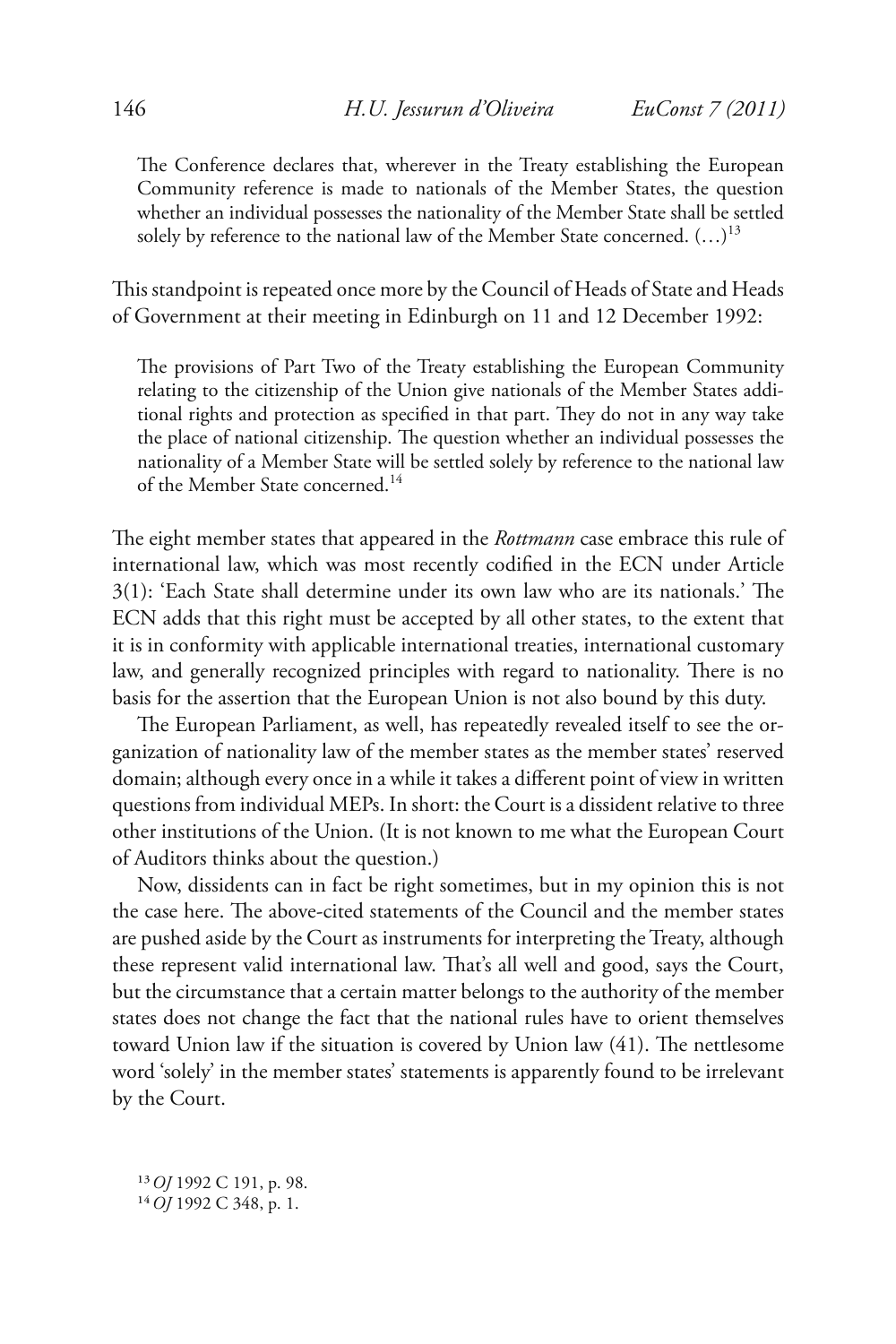> The Conference declares that, wherever in the Treaty establishing the European Community reference is made to nationals of the Member States, the question whether an individual possesses the nationality of the Member State shall be settled solely by reference to the national law of the Member State concerned. (…)[13]

This standpoint is repeated once more by the Council of Heads of State and Heads of Government at their meeting in Edinburgh on 11 and 12 December 1992:

> The provisions of Part Two of the Treaty establishing the European Community relating to the citizenship of the Union give nationals of the Member States additional rights and protection as specified in that part. They do not in any way take the place of national citizenship. The question whether an individual possesses the nationality of a Member State will be settled solely by reference to the national law of the Member State concerned.[14]

The eight member states that appeared in the *Rottmann* case embrace this rule of international law, which was most recently codified in the ECN under Article 3(1): 'Each State shall determine under its own law who are its nationals.' The ECN adds that this right must be accepted by all other states, to the extent that it is in conformity with applicable international treaties, international customary law, and generally recognized principles with regard to nationality. There is no basis for the assertion that the European Union is not also bound by this duty.

The European Parliament, as well, has repeatedly revealed itself to see the organization of nationality law of the member states as the member states' reserved domain; although every once in a while it takes a different point of view in written questions from individual MEPs. In short: the Court is a dissident relative to three other institutions of the Union. (It is not known to me what the European Court of Auditors thinks about the question.)

Now, dissidents can in fact be right sometimes, but in my opinion this is not the case here. The above-cited statements of the Council and the member states are pushed aside by the Court as instruments for interpreting the Treaty, although these represent valid international law. That's all well and good, says the Court, but the circumstance that a certain matter belongs to the authority of the member states does not change the fact that the national rules have to orient themselves toward Union law if the situation is covered by Union law (41). The nettlesome word 'solely' in the member states' statements is apparently found to be irrelevant by the Court.

[13] *OJ* 1992 C 191, p. 98.

[14] *OJ* 1992 C 348, p. 1.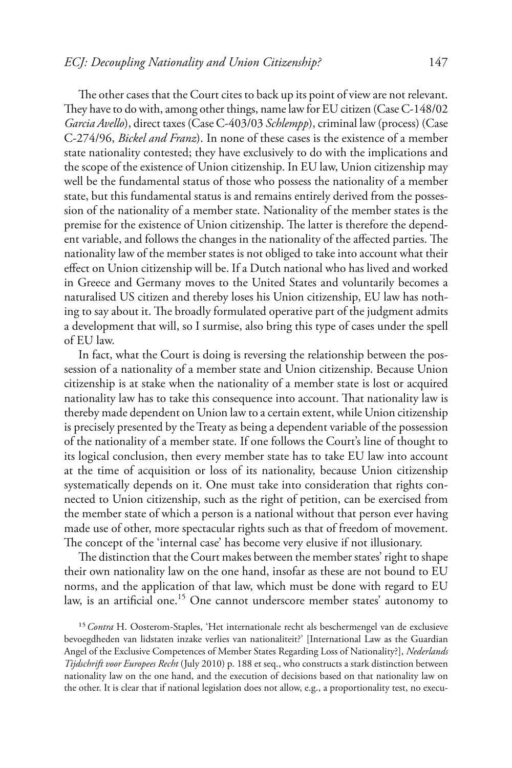The other cases that the Court cites to back up its point of view are not relevant. They have to do with, among other things, name law for EU citizen (Case C-148/02 *Garcia Avello*), direct taxes (Case C-403/03 *Schlempp*), criminal law (process) (Case C-274/96, *Bickel and Franz*). In none of these cases is the existence of a member state nationality contested; they have exclusively to do with the implications and the scope of the existence of Union citizenship. In EU law, Union citizenship may well be the fundamental status of those who possess the nationality of a member state, but this fundamental status is and remains entirely derived from the possession of the nationality of a member state. Nationality of the member states is the premise for the existence of Union citizenship. The latter is therefore the dependent variable, and follows the changes in the nationality of the affected parties. The nationality law of the member states is not obliged to take into account what their effect on Union citizenship will be. If a Dutch national who has lived and worked in Greece and Germany moves to the United States and voluntarily becomes a naturalised US citizen and thereby loses his Union citizenship, EU law has nothing to say about it. The broadly formulated operative part of the judgment admits a development that will, so I surmise, also bring this type of cases under the spell of EU law.

In fact, what the Court is doing is reversing the relationship between the possession of a nationality of a member state and Union citizenship. Because Union citizenship is at stake when the nationality of a member state is lost or acquired nationality law has to take this consequence into account. That nationality law is thereby made dependent on Union law to a certain extent, while Union citizenship is precisely presented by the Treaty as being a dependent variable of the possession of the nationality of a member state. If one follows the Court's line of thought to its logical conclusion, then every member state has to take EU law into account at the time of acquisition or loss of its nationality, because Union citizenship systematically depends on it. One must take into consideration that rights connected to Union citizenship, such as the right of petition, can be exercised from the member state of which a person is a national without that person ever having made use of other, more spectacular rights such as that of freedom of movement. The concept of the 'internal case' has become very elusive if not illusionary.

The distinction that the Court makes between the member states' right to shape their own nationality law on the one hand, insofar as these are not bound to EU norms, and the application of that law, which must be done with regard to EU law, is an artificial one.[15] One cannot underscore member states' autonomy to

[15] *Contra* H. Oosterom-Staples, 'Het internationale recht als beschermengel van de exclusieve bevoegdheden van lidstaten inzake verlies van nationaliteit?' [International Law as the Guardian Angel of the Exclusive Competences of Member States Regarding Loss of Nationality?], *Nederlands Tijdschrift voor Europees Recht* (July 2010) p. 188 et seq., who constructs a stark distinction between nationality law on the one hand, and the execution of decisions based on that nationality law on the other. It is clear that if national legislation does not allow, e.g., a proportionality test, no execu-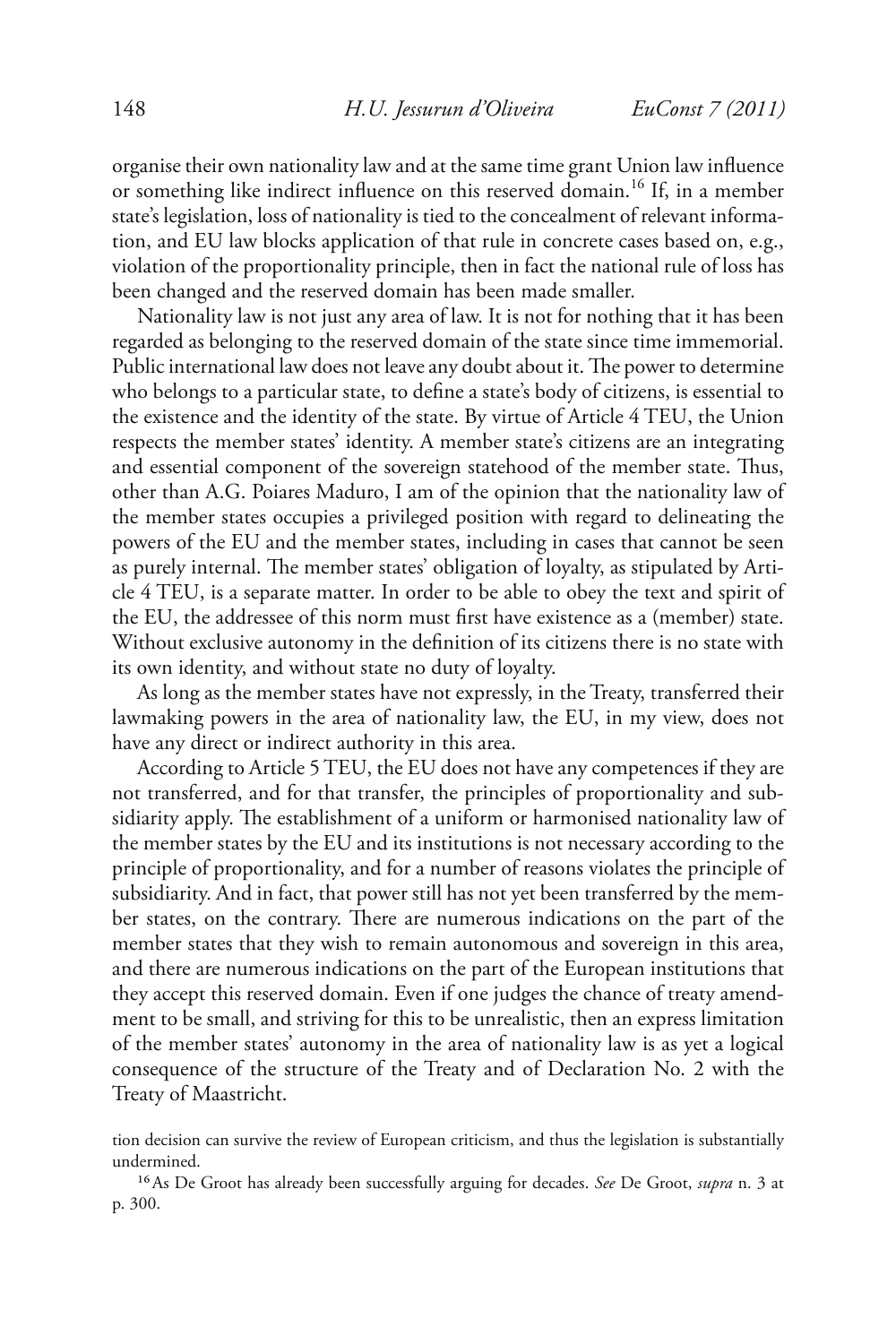organise their own nationality law and at the same time grant Union law influence or something like indirect influence on this reserved domain.[16] If, in a member state's legislation, loss of nationality is tied to the concealment of relevant information, and EU law blocks application of that rule in concrete cases based on, e.g., violation of the proportionality principle, then in fact the national rule of loss has been changed and the reserved domain has been made smaller.

Nationality law is not just any area of law. It is not for nothing that it has been regarded as belonging to the reserved domain of the state since time immemorial. Public international law does not leave any doubt about it. The power to determine who belongs to a particular state, to define a state's body of citizens, is essential to the existence and the identity of the state. By virtue of Article 4 TEU, the Union respects the member states' identity. A member state's citizens are an integrating and essential component of the sovereign statehood of the member state. Thus, other than A.G. Poiares Maduro, I am of the opinion that the nationality law of the member states occupies a privileged position with regard to delineating the powers of the EU and the member states, including in cases that cannot be seen as purely internal. The member states' obligation of loyalty, as stipulated by Article 4 TEU, is a separate matter. In order to be able to obey the text and spirit of the EU, the addressee of this norm must first have existence as a (member) state. Without exclusive autonomy in the definition of its citizens there is no state with its own identity, and without state no duty of loyalty.

As long as the member states have not expressly, in the Treaty, transferred their lawmaking powers in the area of nationality law, the EU, in my view, does not have any direct or indirect authority in this area.

According to Article 5 TEU, the EU does not have any competences if they are not transferred, and for that transfer, the principles of proportionality and subsidiarity apply. The establishment of a uniform or harmonised nationality law of the member states by the EU and its institutions is not necessary according to the principle of proportionality, and for a number of reasons violates the principle of subsidiarity. And in fact, that power still has not yet been transferred by the member states, on the contrary. There are numerous indications on the part of the member states that they wish to remain autonomous and sovereign in this area, and there are numerous indications on the part of the European institutions that they accept this reserved domain. Even if one judges the chance of treaty amendment to be small, and striving for this to be unrealistic, then an express limitation of the member states' autonomy in the area of nationality law is as yet a logical consequence of the structure of the Treaty and of Declaration No. 2 with the Treaty of Maastricht.

tion decision can survive the review of European criticism, and thus the legislation is substantially undermined.

[16] As De Groot has already been successfully arguing for decades. *See* De Groot, *supra* n. 3 at p. 300.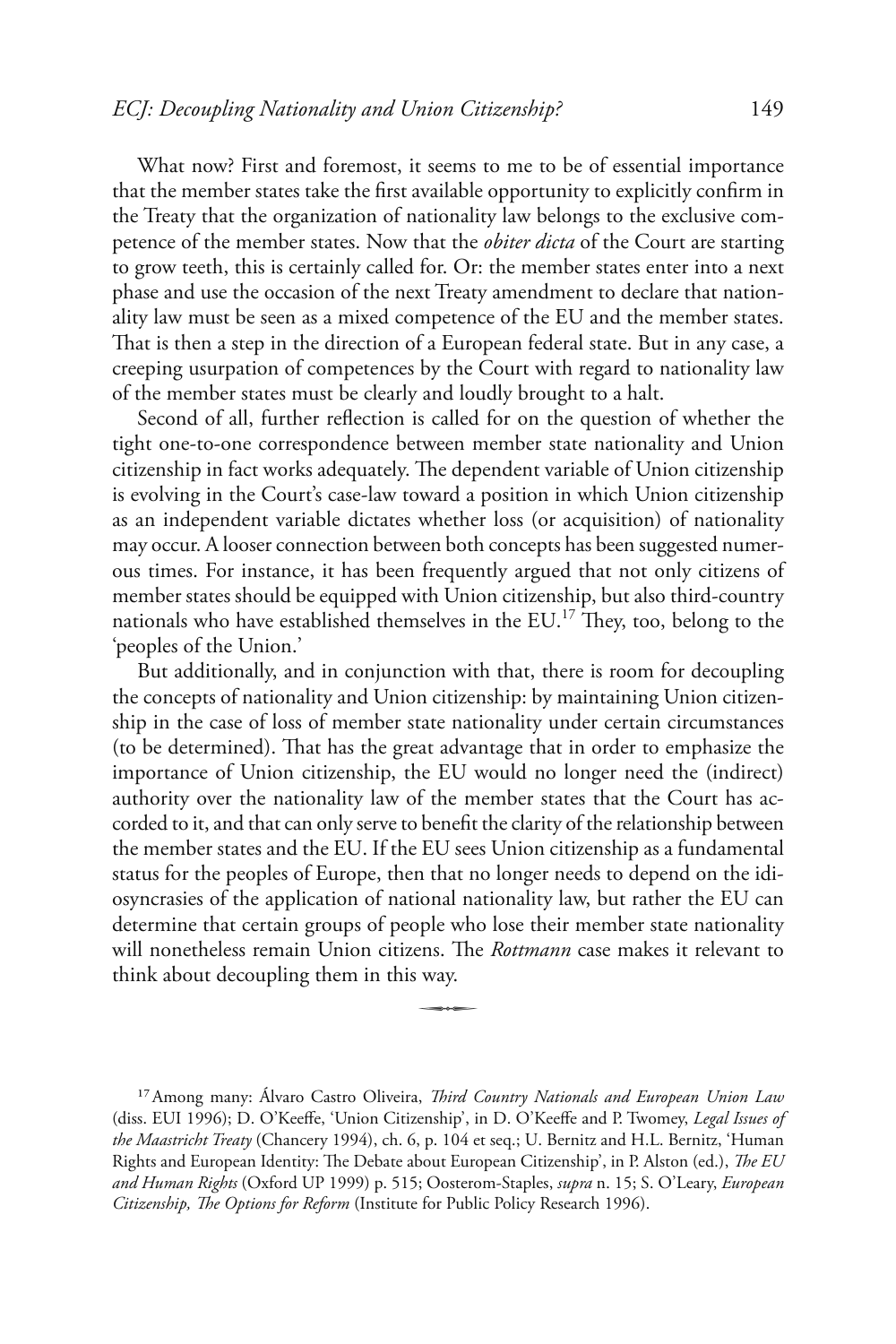What now? First and foremost, it seems to me to be of essential importance that the member states take the first available opportunity to explicitly confirm in the Treaty that the organization of nationality law belongs to the exclusive competence of the member states. Now that the *obiter dicta* of the Court are starting to grow teeth, this is certainly called for. Or: the member states enter into a next phase and use the occasion of the next Treaty amendment to declare that nationality law must be seen as a mixed competence of the EU and the member states. That is then a step in the direction of a European federal state. But in any case, a creeping usurpation of competences by the Court with regard to nationality law of the member states must be clearly and loudly brought to a halt.

Second of all, further reflection is called for on the question of whether the tight one-to-one correspondence between member state nationality and Union citizenship in fact works adequately. The dependent variable of Union citizenship is evolving in the Court's case-law toward a position in which Union citizenship as an independent variable dictates whether loss (or acquisition) of nationality may occur. A looser connection between both concepts has been suggested numerous times. For instance, it has been frequently argued that not only citizens of member states should be equipped with Union citizenship, but also third-country nationals who have established themselves in the EU.[17] They, too, belong to the 'peoples of the Union.'

But additionally, and in conjunction with that, there is room for decoupling the concepts of nationality and Union citizenship: by maintaining Union citizenship in the case of loss of member state nationality under certain circumstances (to be determined). That has the great advantage that in order to emphasize the importance of Union citizenship, the EU would no longer need the (indirect) authority over the nationality law of the member states that the Court has accorded to it, and that can only serve to benefit the clarity of the relationship between the member states and the EU. If the EU sees Union citizenship as a fundamental status for the peoples of Europe, then that no longer needs to depend on the idiosyncrasies of the application of national nationality law, but rather the EU can determine that certain groups of people who lose their member state nationality will nonetheless remain Union citizens. The *Rottmann* case makes it relevant to think about decoupling them in this way.

---

[17] Among many: Álvaro Castro Oliveira, *Third Country Nationals and European Union Law* (diss. EUI 1996); D. O'Keeffe, 'Union Citizenship', in D. O'Keeffe and P. Twomey, *Legal Issues of the Maastricht Treaty* (Chancery 1994), ch. 6, p. 104 et seq.; U. Bernitz and H.L. Bernitz, 'Human Rights and European Identity: The Debate about European Citizenship', in P. Alston (ed.), *The EU and Human Rights* (Oxford UP 1999) p. 515; Oosterom-Staples, *supra* n. 15; S. O'Leary, *European Citizenship, The Options for Reform* (Institute for Public Policy Research 1996).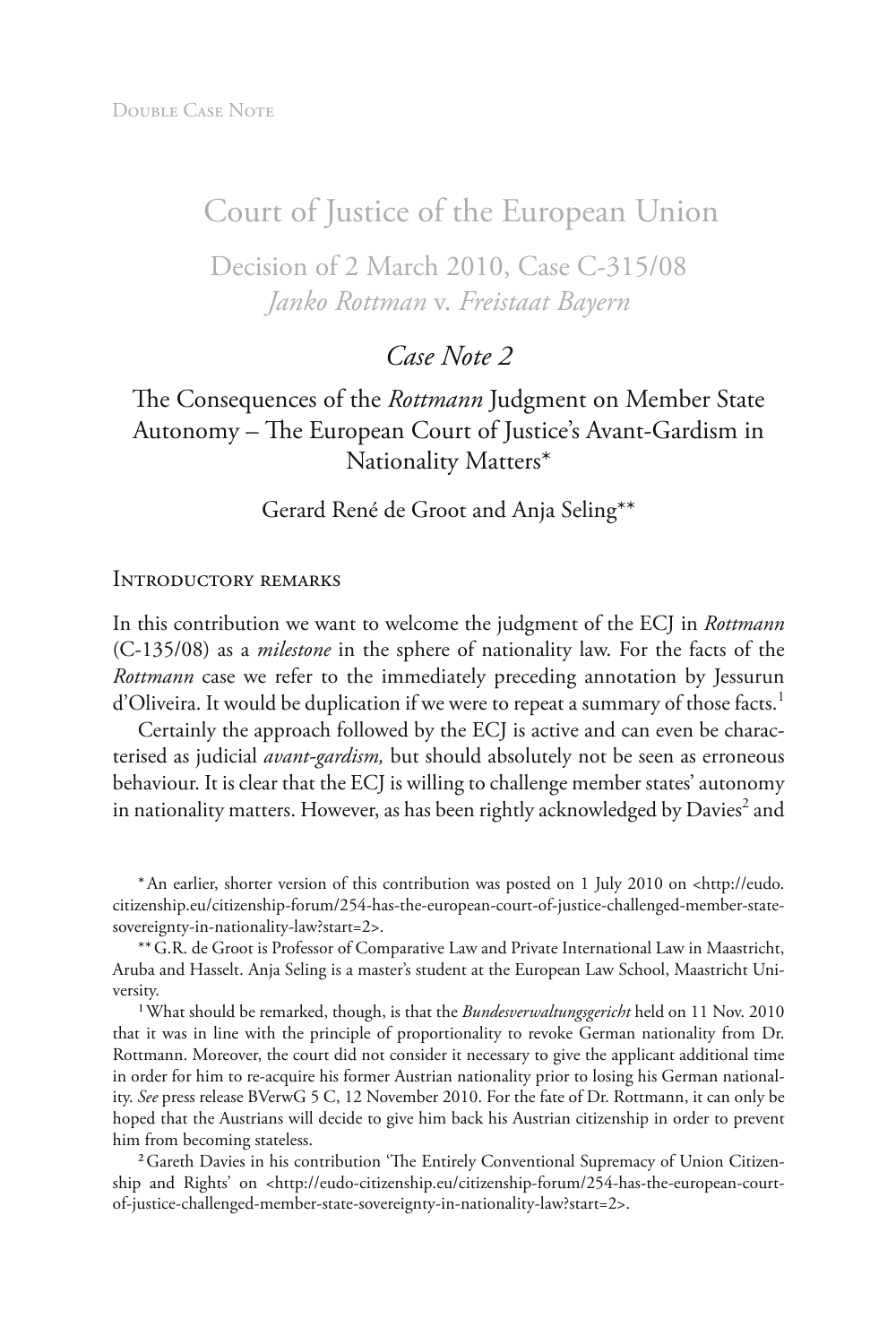Double Case Note

# Court of Justice of the European Union

## Decision of 2 March 2010, Case C-315/08 *Janko Rottman* v. *Freistaat Bayern*

### *Case Note 2*

### The Consequences of the *Rottmann* Judgment on Member State Autonomy – The European Court of Justice's Avant-Gardism in Nationality Matters*

Gerard René de Groot and Anja Seling**

#### Introductory remarks

In this contribution we want to welcome the judgment of the ECJ in *Rottmann* (C-135/08) as a *milestone* in the sphere of nationality law. For the facts of the *Rottmann* case we refer to the immediately preceding annotation by Jessurun d'Oliveira. It would be duplication if we were to repeat a summary of those facts.[1]

Certainly the approach followed by the ECJ is active and can even be characterised as judicial *avant-gardism,* but should absolutely not be seen as erroneous behaviour. It is clear that the ECJ is willing to challenge member states' autonomy in nationality matters. However, as has been rightly acknowledged by Davies[2] and

---

* An earlier, shorter version of this contribution was posted on 1 July 2010 on <http://eudo.citizenship.eu/citizenship-forum/254-has-the-european-court-of-justice-challenged-member-state-sovereignty-in-nationality-law?start=2>.

** G.R. de Groot is Professor of Comparative Law and Private International Law in Maastricht, Aruba and Hasselt. Anja Seling is a master's student at the European Law School, Maastricht University.

[1] What should be remarked, though, is that the *Bundesverwaltungsgericht* held on 11 Nov. 2010 that it was in line with the principle of proportionality to revoke German nationality from Dr. Rottmann. Moreover, the court did not consider it necessary to give the applicant additional time in order for him to re-acquire his former Austrian nationality prior to losing his German nationality. *See* press release BVerwG 5 C, 12 November 2010. For the fate of Dr. Rottmann, it can only be hoped that the Austrians will decide to give him back his Austrian citizenship in order to prevent him from becoming stateless.

[2] Gareth Davies in his contribution 'The Entirely Conventional Supremacy of Union Citizenship and Rights' on <http://eudo-citizenship.eu/citizenship-forum/254-has-the-european-court-of-justice-challenged-member-state-sovereignty-in-nationality-law?start=2>.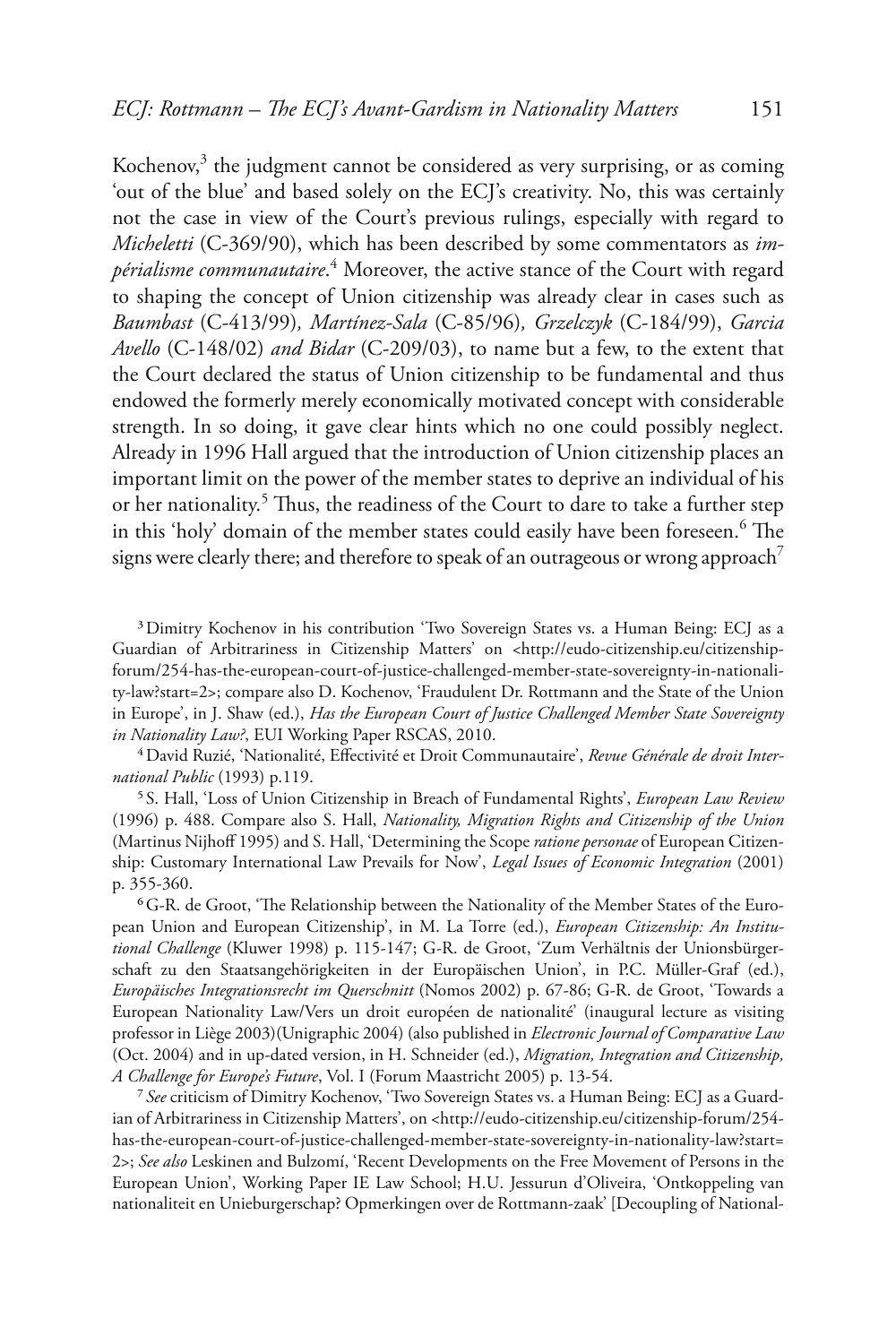Kochenov,[3] the judgment cannot be considered as very surprising, or as coming 'out of the blue' and based solely on the ECJ's creativity. No, this was certainly not the case in view of the Court's previous rulings, especially with regard to *Micheletti* (C-369/90), which has been described by some commentators as *impérialisme communautaire*.[4] Moreover, the active stance of the Court with regard to shaping the concept of Union citizenship was already clear in cases such as *Baumbast* (C-413/99), *Martínez-Sala* (C-85/96), *Grzelczyk* (C-184/99), *Garcia Avello* (C-148/02) *and Bidar* (C-209/03), to name but a few, to the extent that the Court declared the status of Union citizenship to be fundamental and thus endowed the formerly merely economically motivated concept with considerable strength. In so doing, it gave clear hints which no one could possibly neglect. Already in 1996 Hall argued that the introduction of Union citizenship places an important limit on the power of the member states to deprive an individual of his or her nationality.[5] Thus, the readiness of the Court to dare to take a further step in this 'holy' domain of the member states could easily have been foreseen.[6] The signs were clearly there; and therefore to speak of an outrageous or wrong approach[7]

[3] Dimitry Kochenov in his contribution 'Two Sovereign States vs. a Human Being: ECJ as a Guardian of Arbitrariness in Citizenship Matters' on <http://eudo-citizenship.eu/citizenship-forum/254-has-the-european-court-of-justice-challenged-member-state-sovereignty-in-nationality-law?start=2>; compare also D. Kochenov, 'Fraudulent Dr. Rottmann and the State of the Union in Europe', in J. Shaw (ed.), *Has the European Court of Justice Challenged Member State Sovereignty in Nationality Law?*, EUI Working Paper RSCAS, 2010.

[4] David Ruzié, 'Nationalité, Effectivité et Droit Communautaire', *Revue Générale de droit International Public* (1993) p.119.

[5] S. Hall, 'Loss of Union Citizenship in Breach of Fundamental Rights', *European Law Review* (1996) p. 488. Compare also S. Hall, *Nationality, Migration Rights and Citizenship of the Union* (Martinus Nijhoff 1995) and S. Hall, 'Determining the Scope *ratione personae* of European Citizenship: Customary International Law Prevails for Now', *Legal Issues of Economic Integration* (2001) p. 355-360.

[6] G-R. de Groot, 'The Relationship between the Nationality of the Member States of the European Union and European Citizenship', in M. La Torre (ed.), *European Citizenship: An Institutional Challenge* (Kluwer 1998) p. 115-147; G-R. de Groot, 'Zum Verhältnis der Unionsbürgerschaft zu den Staatsangehörigkeiten in der Europäischen Union', in P.C. Müller-Graf (ed.), *Europäisches Integrationsrecht im Querschnitt* (Nomos 2002) p. 67-86; G-R. de Groot, 'Towards a European Nationality Law/Vers un droit européen de nationalité' (inaugural lecture as visiting professor in Liège 2003)(Unigraphic 2004) (also published in *Electronic Journal of Comparative Law* (Oct. 2004) and in up-dated version, in H. Schneider (ed.), *Migration, Integration and Citizenship, A Challenge for Europe's Future*, Vol. I (Forum Maastricht 2005) p. 13-54.

[7] *See* criticism of Dimitry Kochenov, 'Two Sovereign States vs. a Human Being: ECJ as a Guardian of Arbitrariness in Citizenship Matters', on <http://eudo-citizenship.eu/citizenship-forum/254-has-the-european-court-of-justice-challenged-member-state-sovereignty-in-nationality-law?start=2>; *See also* Leskinen and Bulzomí, 'Recent Developments on the Free Movement of Persons in the European Union', Working Paper IE Law School; H.U. Jessurun d'Oliveira, 'Ontkoppeling van nationaliteit en Unieburgerschap? Opmerkingen over de Rottmann-zaak' [Decoupling of National-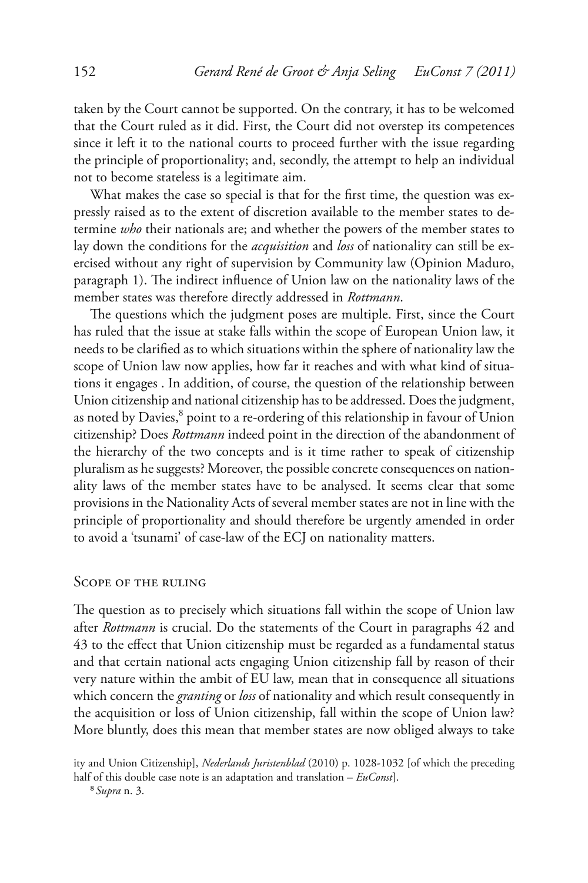taken by the Court cannot be supported. On the contrary, it has to be welcomed that the Court ruled as it did. First, the Court did not overstep its competences since it left it to the national courts to proceed further with the issue regarding the principle of proportionality; and, secondly, the attempt to help an individual not to become stateless is a legitimate aim.

What makes the case so special is that for the first time, the question was expressly raised as to the extent of discretion available to the member states to determine *who* their nationals are; and whether the powers of the member states to lay down the conditions for the *acquisition* and *loss* of nationality can still be exercised without any right of supervision by Community law (Opinion Maduro, paragraph 1). The indirect influence of Union law on the nationality laws of the member states was therefore directly addressed in *Rottmann*.

The questions which the judgment poses are multiple. First, since the Court has ruled that the issue at stake falls within the scope of European Union law, it needs to be clarified as to which situations within the sphere of nationality law the scope of Union law now applies, how far it reaches and with what kind of situations it engages . In addition, of course, the question of the relationship between Union citizenship and national citizenship has to be addressed. Does the judgment, as noted by Davies,[8] point to a re-ordering of this relationship in favour of Union citizenship? Does *Rottmann* indeed point in the direction of the abandonment of the hierarchy of the two concepts and is it time rather to speak of citizenship pluralism as he suggests? Moreover, the possible concrete consequences on nationality laws of the member states have to be analysed. It seems clear that some provisions in the Nationality Acts of several member states are not in line with the principle of proportionality and should therefore be urgently amended in order to avoid a 'tsunami' of case-law of the ECJ on nationality matters.

## Scope of the ruling

The question as to precisely which situations fall within the scope of Union law after *Rottmann* is crucial. Do the statements of the Court in paragraphs 42 and 43 to the effect that Union citizenship must be regarded as a fundamental status and that certain national acts engaging Union citizenship fall by reason of their very nature within the ambit of EU law, mean that in consequence all situations which concern the *granting* or *loss* of nationality and which result consequently in the acquisition or loss of Union citizenship, fall within the scope of Union law? More bluntly, does this mean that member states are now obliged always to take

ity and Union Citizenship], *Nederlands Juristenblad* (2010) p. 1028-1032 [of which the preceding half of this double case note is an adaptation and translation – *EuConst*].

[8] *Supra* n. 3.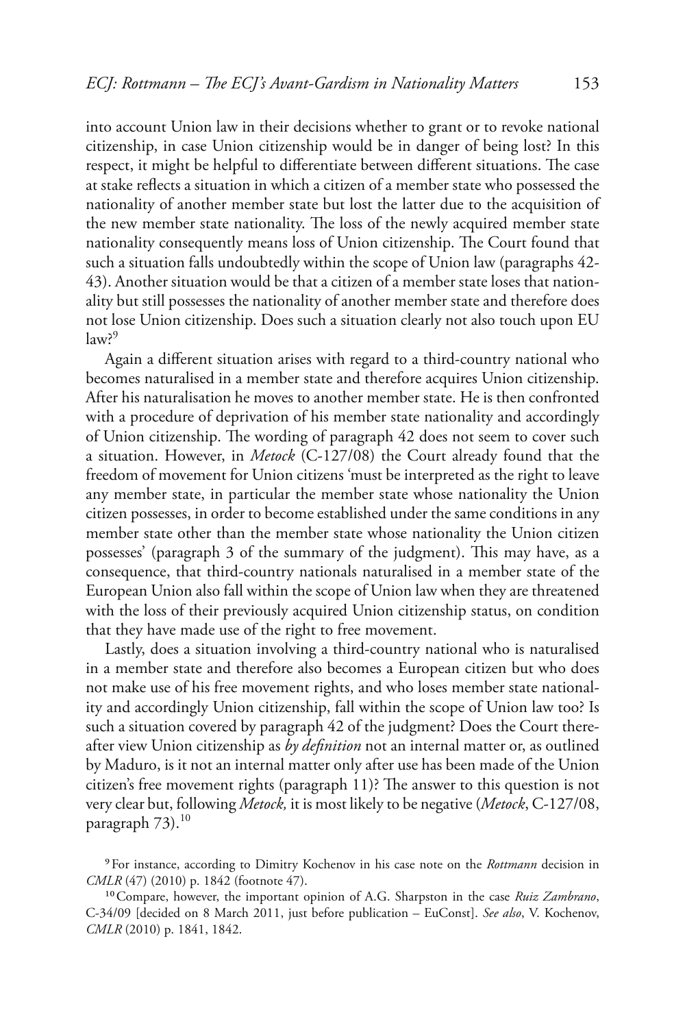into account Union law in their decisions whether to grant or to revoke national citizenship, in case Union citizenship would be in danger of being lost? In this respect, it might be helpful to differentiate between different situations. The case at stake reflects a situation in which a citizen of a member state who possessed the nationality of another member state but lost the latter due to the acquisition of the new member state nationality. The loss of the newly acquired member state nationality consequently means loss of Union citizenship. The Court found that such a situation falls undoubtedly within the scope of Union law (paragraphs 42-43). Another situation would be that a citizen of a member state loses that nationality but still possesses the nationality of another member state and therefore does not lose Union citizenship. Does such a situation clearly not also touch upon EU law?[9]

Again a different situation arises with regard to a third-country national who becomes naturalised in a member state and therefore acquires Union citizenship. After his naturalisation he moves to another member state. He is then confronted with a procedure of deprivation of his member state nationality and accordingly of Union citizenship. The wording of paragraph 42 does not seem to cover such a situation. However, in *Metock* (C-127/08) the Court already found that the freedom of movement for Union citizens 'must be interpreted as the right to leave any member state, in particular the member state whose nationality the Union citizen possesses, in order to become established under the same conditions in any member state other than the member state whose nationality the Union citizen possesses' (paragraph 3 of the summary of the judgment). This may have, as a consequence, that third-country nationals naturalised in a member state of the European Union also fall within the scope of Union law when they are threatened with the loss of their previously acquired Union citizenship status, on condition that they have made use of the right to free movement.

Lastly, does a situation involving a third-country national who is naturalised in a member state and therefore also becomes a European citizen but who does not make use of his free movement rights, and who loses member state nationality and accordingly Union citizenship, fall within the scope of Union law too? Is such a situation covered by paragraph 42 of the judgment? Does the Court thereafter view Union citizenship as *by definition* not an internal matter or, as outlined by Maduro, is it not an internal matter only after use has been made of the Union citizen's free movement rights (paragraph 11)? The answer to this question is not very clear but, following *Metock,* it is most likely to be negative (*Metock*, C-127/08, paragraph 73).[10]

[9] For instance, according to Dimitry Kochenov in his case note on the *Rottmann* decision in *CMLR* (47) (2010) p. 1842 (footnote 47).

[10] Compare, however, the important opinion of A.G. Sharpston in the case *Ruiz Zambrano*, C-34/09 [decided on 8 March 2011, just before publication – EuConst]. *See also*, V. Kochenov, *CMLR* (2010) p. 1841, 1842.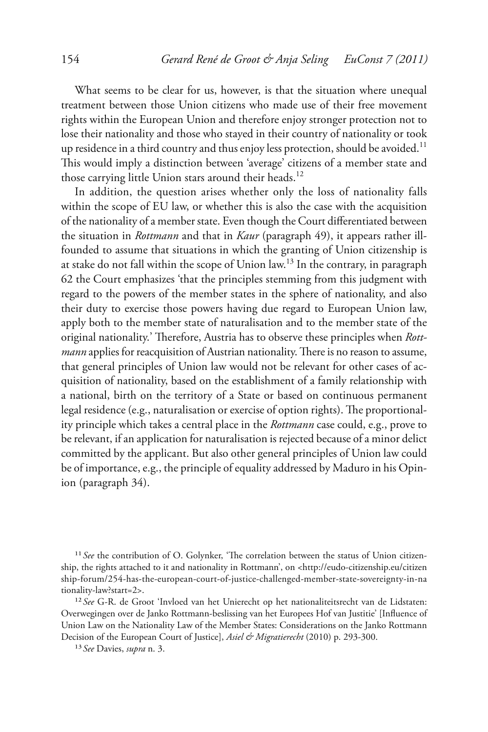What seems to be clear for us, however, is that the situation where unequal treatment between those Union citizens who made use of their free movement rights within the European Union and therefore enjoy stronger protection not to lose their nationality and those who stayed in their country of nationality or took up residence in a third country and thus enjoy less protection, should be avoided.[11] This would imply a distinction between 'average' citizens of a member state and those carrying little Union stars around their heads.[12]

In addition, the question arises whether only the loss of nationality falls within the scope of EU law, or whether this is also the case with the acquisition of the nationality of a member state. Even though the Court differentiated between the situation in *Rottmann* and that in *Kaur* (paragraph 49), it appears rather ill-founded to assume that situations in which the granting of Union citizenship is at stake do not fall within the scope of Union law.[13] In the contrary, in paragraph 62 the Court emphasizes 'that the principles stemming from this judgment with regard to the powers of the member states in the sphere of nationality, and also their duty to exercise those powers having due regard to European Union law, apply both to the member state of naturalisation and to the member state of the original nationality.' Therefore, Austria has to observe these principles when *Rottmann* applies for reacquisition of Austrian nationality. There is no reason to assume, that general principles of Union law would not be relevant for other cases of acquisition of nationality, based on the establishment of a family relationship with a national, birth on the territory of a State or based on continuous permanent legal residence (e.g., naturalisation or exercise of option rights). The proportionality principle which takes a central place in the *Rottmann* case could, e.g., prove to be relevant, if an application for naturalisation is rejected because of a minor delict committed by the applicant. But also other general principles of Union law could be of importance, e.g., the principle of equality addressed by Maduro in his Opinion (paragraph 34).

---

[11] *See* the contribution of O. Golynker, 'The correlation between the status of Union citizenship, the rights attached to it and nationality in Rottmann', on <http://eudo-citizenship.eu/citizenship-forum/254-has-the-european-court-of-justice-challenged-member-state-sovereignty-in-nationality-law?start=2>.

[12] *See* G-R. de Groot 'Invloed van het Unierecht op het nationaliteitsrecht van de Lidstaten: Overwegingen over de Janko Rottmann-beslissing van het Europees Hof van Justitie' [Influence of Union Law on the Nationality Law of the Member States: Considerations on the Janko Rottmann Decision of the European Court of Justice], *Asiel & Migratierecht* (2010) p. 293-300.

[13] *See* Davies, *supra* n. 3.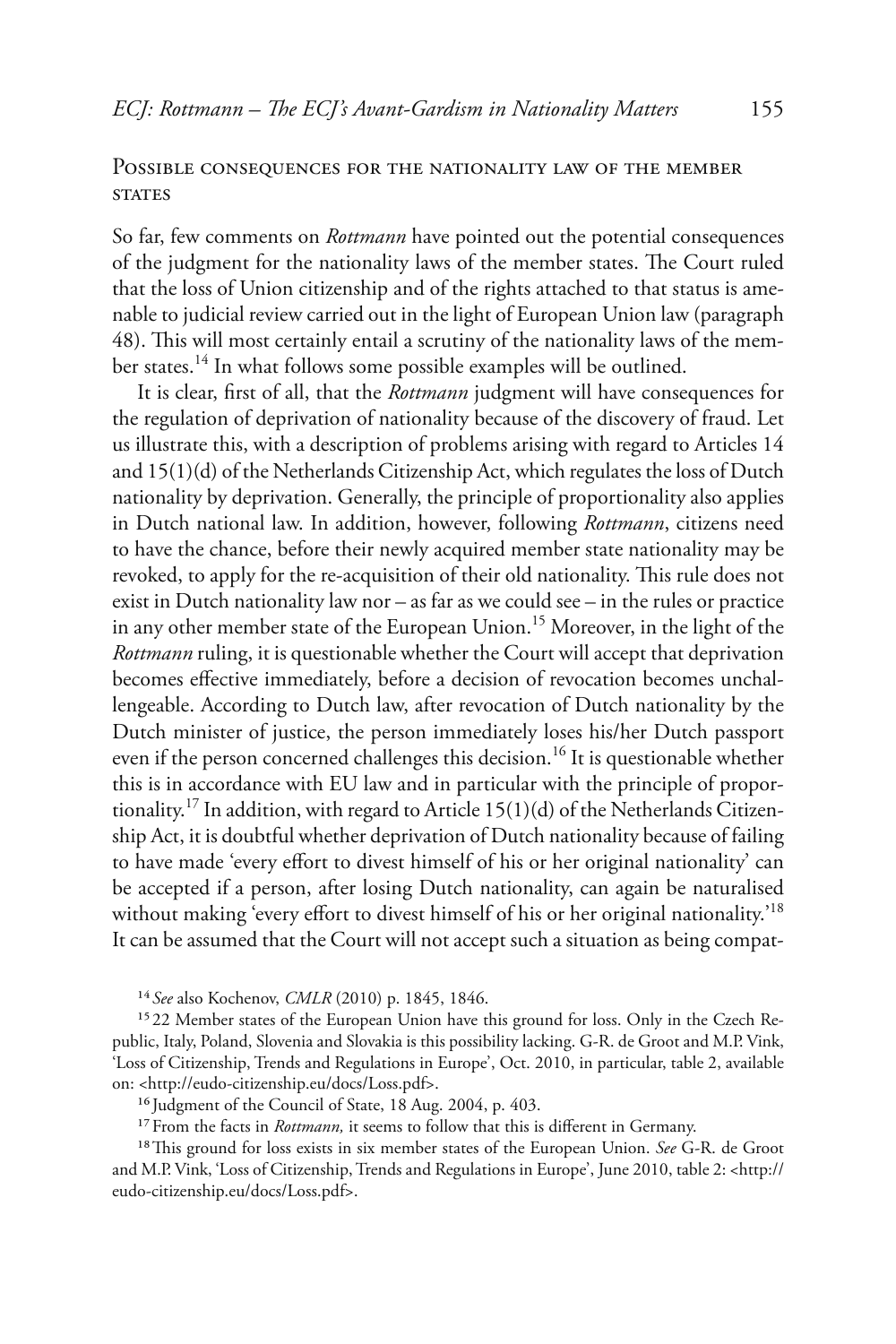## Possible consequences for the nationality law of the member states

So far, few comments on *Rottmann* have pointed out the potential consequences of the judgment for the nationality laws of the member states. The Court ruled that the loss of Union citizenship and of the rights attached to that status is amenable to judicial review carried out in the light of European Union law (paragraph 48). This will most certainly entail a scrutiny of the nationality laws of the member states.[14] In what follows some possible examples will be outlined.

It is clear, first of all, that the *Rottmann* judgment will have consequences for the regulation of deprivation of nationality because of the discovery of fraud. Let us illustrate this, with a description of problems arising with regard to Articles 14 and 15(1)(d) of the Netherlands Citizenship Act, which regulates the loss of Dutch nationality by deprivation. Generally, the principle of proportionality also applies in Dutch national law. In addition, however, following *Rottmann*, citizens need to have the chance, before their newly acquired member state nationality may be revoked, to apply for the re-acquisition of their old nationality. This rule does not exist in Dutch nationality law nor – as far as we could see – in the rules or practice in any other member state of the European Union.[15] Moreover, in the light of the *Rottmann* ruling, it is questionable whether the Court will accept that deprivation becomes effective immediately, before a decision of revocation becomes unchallengeable. According to Dutch law, after revocation of Dutch nationality by the Dutch minister of justice, the person immediately loses his/her Dutch passport even if the person concerned challenges this decision.[16] It is questionable whether this is in accordance with EU law and in particular with the principle of proportionality.[17] In addition, with regard to Article 15(1)(d) of the Netherlands Citizenship Act, it is doubtful whether deprivation of Dutch nationality because of failing to have made 'every effort to divest himself of his or her original nationality' can be accepted if a person, after losing Dutch nationality, can again be naturalised without making 'every effort to divest himself of his or her original nationality.'[18] It can be assumed that the Court will not accept such a situation as being compat-

[14] *See* also Kochenov, *CMLR* (2010) p. 1845, 1846.

[15] 22 Member states of the European Union have this ground for loss. Only in the Czech Republic, Italy, Poland, Slovenia and Slovakia is this possibility lacking. G-R. de Groot and M.P. Vink, 'Loss of Citizenship, Trends and Regulations in Europe', Oct. 2010, in particular, table 2, available on: <http://eudo-citizenship.eu/docs/Loss.pdf>.

[16] Judgment of the Council of State, 18 Aug. 2004, p. 403.

[17] From the facts in *Rottmann,* it seems to follow that this is different in Germany.

[18] This ground for loss exists in six member states of the European Union. *See* G-R. de Groot and M.P. Vink, 'Loss of Citizenship, Trends and Regulations in Europe', June 2010, table 2: <http://eudo-citizenship.eu/docs/Loss.pdf>.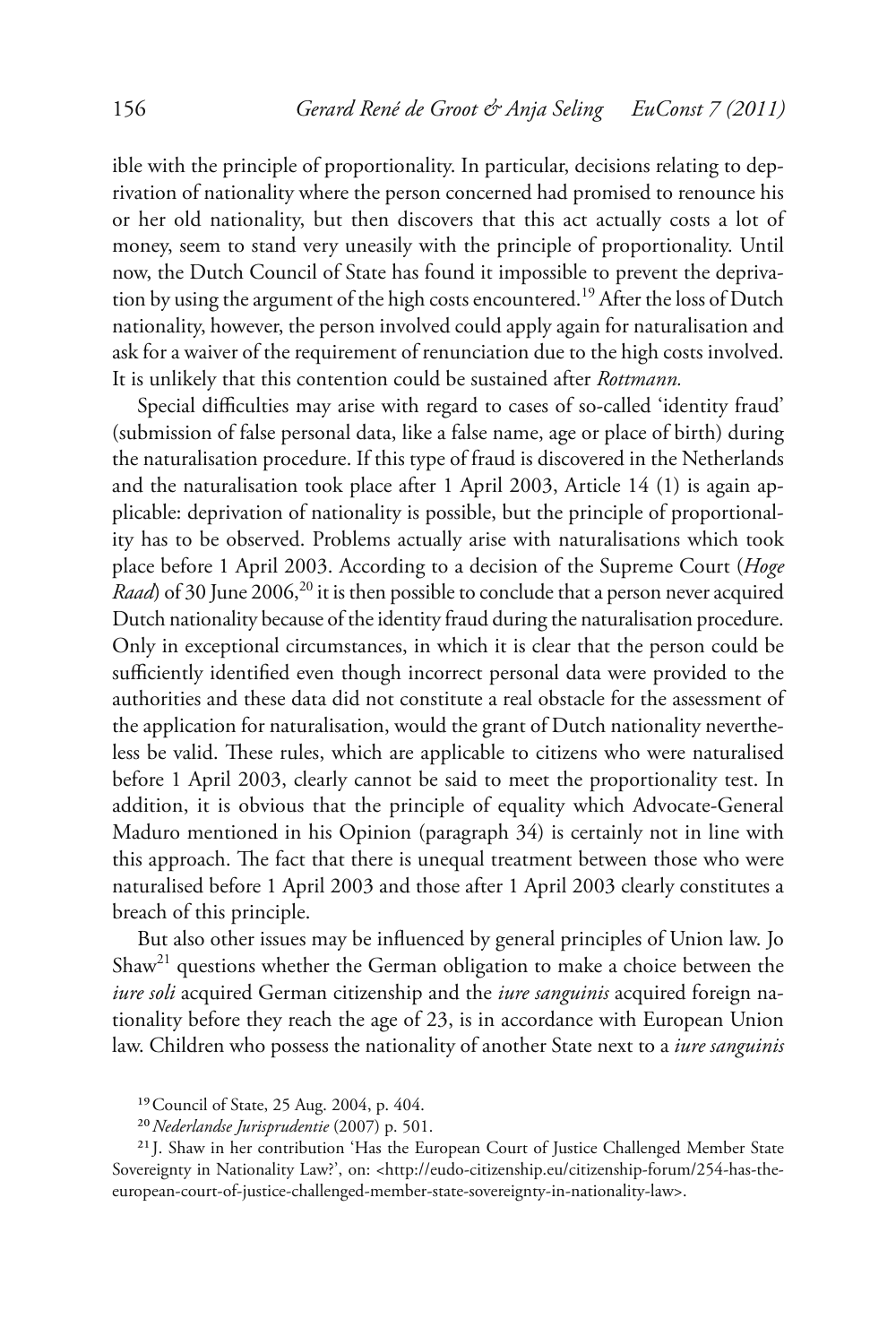ible with the principle of proportionality. In particular, decisions relating to deprivation of nationality where the person concerned had promised to renounce his or her old nationality, but then discovers that this act actually costs a lot of money, seem to stand very uneasily with the principle of proportionality. Until now, the Dutch Council of State has found it impossible to prevent the deprivation by using the argument of the high costs encountered.[19] After the loss of Dutch nationality, however, the person involved could apply again for naturalisation and ask for a waiver of the requirement of renunciation due to the high costs involved. It is unlikely that this contention could be sustained after *Rottmann.*

Special difficulties may arise with regard to cases of so-called 'identity fraud' (submission of false personal data, like a false name, age or place of birth) during the naturalisation procedure. If this type of fraud is discovered in the Netherlands and the naturalisation took place after 1 April 2003, Article 14 (1) is again applicable: deprivation of nationality is possible, but the principle of proportionality has to be observed. Problems actually arise with naturalisations which took place before 1 April 2003. According to a decision of the Supreme Court (*Hoge Raad*) of 30 June 2006,[20] it is then possible to conclude that a person never acquired Dutch nationality because of the identity fraud during the naturalisation procedure. Only in exceptional circumstances, in which it is clear that the person could be sufficiently identified even though incorrect personal data were provided to the authorities and these data did not constitute a real obstacle for the assessment of the application for naturalisation, would the grant of Dutch nationality nevertheless be valid. These rules, which are applicable to citizens who were naturalised before 1 April 2003, clearly cannot be said to meet the proportionality test. In addition, it is obvious that the principle of equality which Advocate-General Maduro mentioned in his Opinion (paragraph 34) is certainly not in line with this approach. The fact that there is unequal treatment between those who were naturalised before 1 April 2003 and those after 1 April 2003 clearly constitutes a breach of this principle.

But also other issues may be influenced by general principles of Union law. Jo Shaw[21] questions whether the German obligation to make a choice between the *iure soli* acquired German citizenship and the *iure sanguinis* acquired foreign nationality before they reach the age of 23, is in accordance with European Union law. Children who possess the nationality of another State next to a *iure sanguinis*

[19] Council of State, 25 Aug. 2004, p. 404.

[20] *Nederlandse Jurisprudentie* (2007) p. 501.

[21] J. Shaw in her contribution 'Has the European Court of Justice Challenged Member State Sovereignty in Nationality Law?', on: <http://eudo-citizenship.eu/citizenship-forum/254-has-the-european-court-of-justice-challenged-member-state-sovereignty-in-nationality-law>.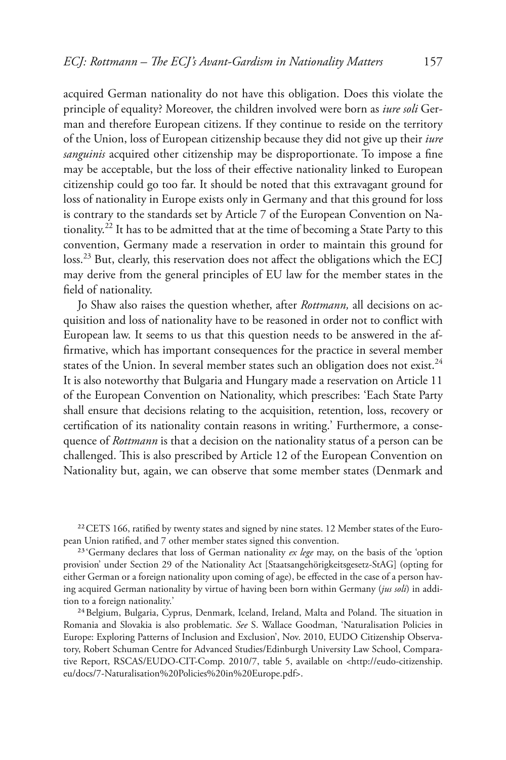acquired German nationality do not have this obligation. Does this violate the principle of equality? Moreover, the children involved were born as *iure soli* German and therefore European citizens. If they continue to reside on the territory of the Union, loss of European citizenship because they did not give up their *iure sanguinis* acquired other citizenship may be disproportionate. To impose a fine may be acceptable, but the loss of their effective nationality linked to European citizenship could go too far. It should be noted that this extravagant ground for loss of nationality in Europe exists only in Germany and that this ground for loss is contrary to the standards set by Article 7 of the European Convention on Nationality.[22] It has to be admitted that at the time of becoming a State Party to this convention, Germany made a reservation in order to maintain this ground for loss.[23] But, clearly, this reservation does not affect the obligations which the ECJ may derive from the general principles of EU law for the member states in the field of nationality.

Jo Shaw also raises the question whether, after *Rottmann,* all decisions on acquisition and loss of nationality have to be reasoned in order not to conflict with European law. It seems to us that this question needs to be answered in the affirmative, which has important consequences for the practice in several member states of the Union. In several member states such an obligation does not exist.[24] It is also noteworthy that Bulgaria and Hungary made a reservation on Article 11 of the European Convention on Nationality, which prescribes: 'Each State Party shall ensure that decisions relating to the acquisition, retention, loss, recovery or certification of its nationality contain reasons in writing.' Furthermore, a consequence of *Rottmann* is that a decision on the nationality status of a person can be challenged. This is also prescribed by Article 12 of the European Convention on Nationality but, again, we can observe that some member states (Denmark and

[22] CETS 166, ratified by twenty states and signed by nine states. 12 Member states of the European Union ratified, and 7 other member states signed this convention.

[23] 'Germany declares that loss of German nationality *ex lege* may, on the basis of the 'option provision' under Section 29 of the Nationality Act [Staatsangehörigkeitsgesetz-StAG] (opting for either German or a foreign nationality upon coming of age), be effected in the case of a person having acquired German nationality by virtue of having been born within Germany (*jus soli*) in addition to a foreign nationality.'

[24] Belgium, Bulgaria, Cyprus, Denmark, Iceland, Ireland, Malta and Poland. The situation in Romania and Slovakia is also problematic. *See* S. Wallace Goodman, 'Naturalisation Policies in Europe: Exploring Patterns of Inclusion and Exclusion', Nov. 2010, EUDO Citizenship Observatory, Robert Schuman Centre for Advanced Studies/Edinburgh University Law School, Comparative Report, RSCAS/EUDO-CIT-Comp. 2010/7, table 5, available on <http://eudo-citizenship.eu/docs/7-Naturalisation%20Policies%20in%20Europe.pdf>.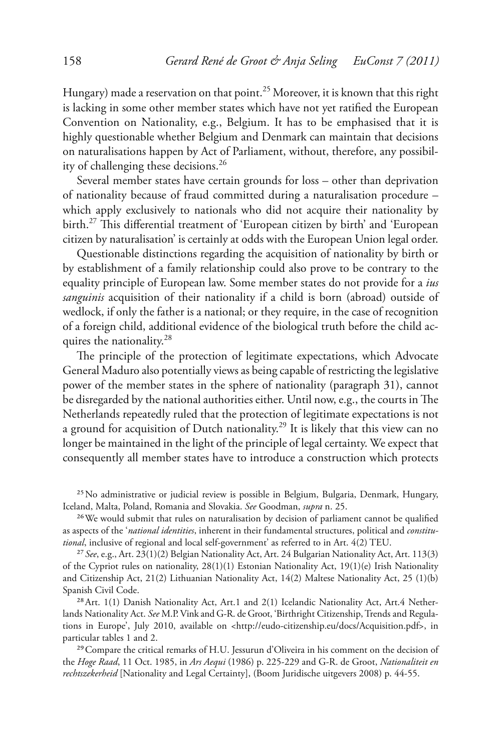Hungary) made a reservation on that point.[25] Moreover, it is known that this right is lacking in some other member states which have not yet ratified the European Convention on Nationality, e.g., Belgium. It has to be emphasised that it is highly questionable whether Belgium and Denmark can maintain that decisions on naturalisations happen by Act of Parliament, without, therefore, any possibility of challenging these decisions.[26]

Several member states have certain grounds for loss – other than deprivation of nationality because of fraud committed during a naturalisation procedure – which apply exclusively to nationals who did not acquire their nationality by birth.[27] This differential treatment of 'European citizen by birth' and 'European citizen by naturalisation' is certainly at odds with the European Union legal order.

Questionable distinctions regarding the acquisition of nationality by birth or by establishment of a family relationship could also prove to be contrary to the equality principle of European law. Some member states do not provide for a *ius sanguinis* acquisition of their nationality if a child is born (abroad) outside of wedlock, if only the father is a national; or they require, in the case of recognition of a foreign child, additional evidence of the biological truth before the child acquires the nationality.[28]

The principle of the protection of legitimate expectations, which Advocate General Maduro also potentially views as being capable of restricting the legislative power of the member states in the sphere of nationality (paragraph 31), cannot be disregarded by the national authorities either. Until now, e.g., the courts in The Netherlands repeatedly ruled that the protection of legitimate expectations is not a ground for acquisition of Dutch nationality.[29] It is likely that this view can no longer be maintained in the light of the principle of legal certainty. We expect that consequently all member states have to introduce a construction which protects

[25] No administrative or judicial review is possible in Belgium, Bulgaria, Denmark, Hungary, Iceland, Malta, Poland, Romania and Slovakia. *See* Goodman, *supra* n. 25.

[26] We would submit that rules on naturalisation by decision of parliament cannot be qualified as aspects of the '*national identities*, inherent in their fundamental structures, political and *constitutional*, inclusive of regional and local self-government' as referred to in Art. 4(2) TEU.

[27] *See*, e.g., Art. 23(1)(2) Belgian Nationality Act, Art. 24 Bulgarian Nationality Act, Art. 113(3) of the Cypriot rules on nationality, 28(1)(1) Estonian Nationality Act, 19(1)(e) Irish Nationality and Citizenship Act, 21(2) Lithuanian Nationality Act, 14(2) Maltese Nationality Act, 25 (1)(b) Spanish Civil Code.

[28] Art. 1(1) Danish Nationality Act, Art.1 and 2(1) Icelandic Nationality Act, Art.4 Netherlands Nationality Act. *See* M.P. Vink and G-R. de Groot, 'Birthright Citizenship, Trends and Regulations in Europe', July 2010, available on <http://eudo-citizenship.eu/docs/Acquisition.pdf>, in particular tables 1 and 2.

[29] Compare the critical remarks of H.U. Jessurun d'Oliveira in his comment on the decision of the *Hoge Raad*, 11 Oct. 1985, in *Ars Aequi* (1986) p. 225-229 and G-R. de Groot, *Nationaliteit en rechtszekerheid* [Nationality and Legal Certainty], (Boom Juridische uitgevers 2008) p. 44-55.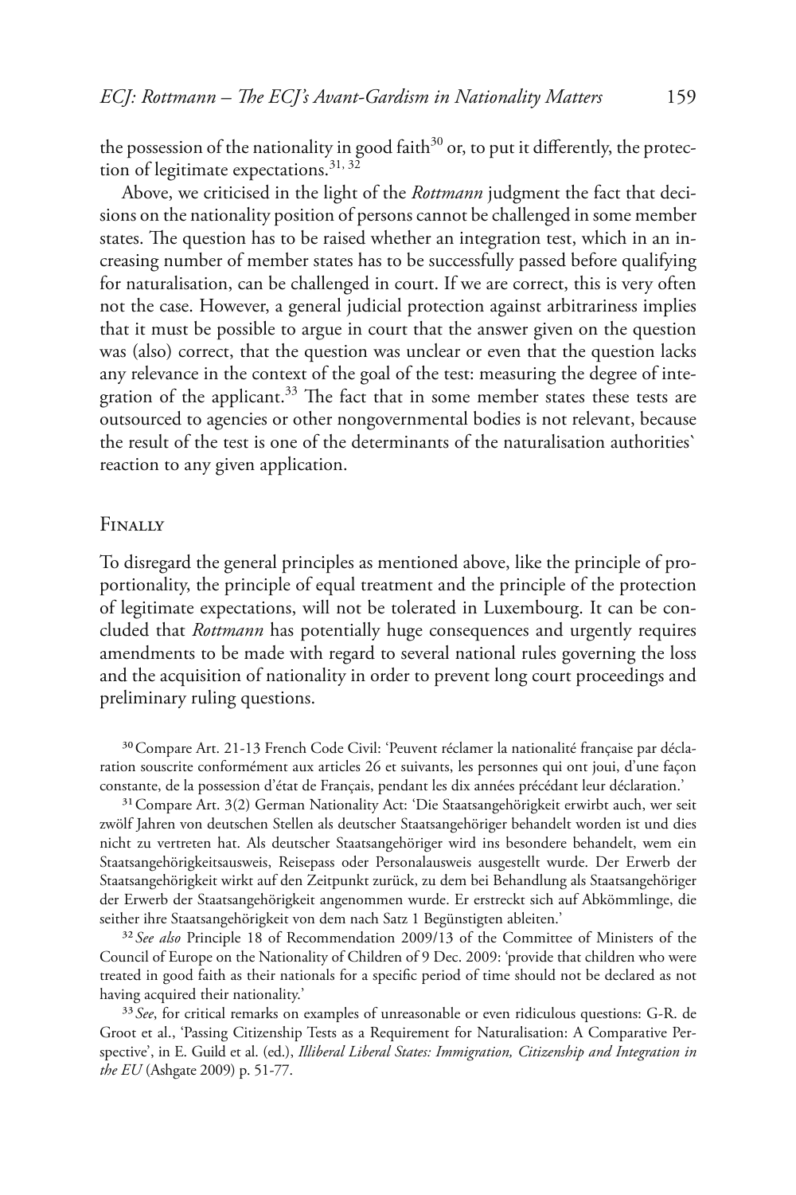the possession of the nationality in good faith[30] or, to put it differently, the protection of legitimate expectations.[31, 32]

Above, we criticised in the light of the *Rottmann* judgment the fact that decisions on the nationality position of persons cannot be challenged in some member states. The question has to be raised whether an integration test, which in an increasing number of member states has to be successfully passed before qualifying for naturalisation, can be challenged in court. If we are correct, this is very often not the case. However, a general judicial protection against arbitrariness implies that it must be possible to argue in court that the answer given on the question was (also) correct, that the question was unclear or even that the question lacks any relevance in the context of the goal of the test: measuring the degree of integration of the applicant.[33] The fact that in some member states these tests are outsourced to agencies or other nongovernmental bodies is not relevant, because the result of the test is one of the determinants of the naturalisation authorities` reaction to any given application.

## Finally

To disregard the general principles as mentioned above, like the principle of proportionality, the principle of equal treatment and the principle of the protection of legitimate expectations, will not be tolerated in Luxembourg. It can be concluded that *Rottmann* has potentially huge consequences and urgently requires amendments to be made with regard to several national rules governing the loss and the acquisition of nationality in order to prevent long court proceedings and preliminary ruling questions.

[30] Compare Art. 21-13 French Code Civil: 'Peuvent réclamer la nationalité française par déclaration souscrite conformément aux articles 26 et suivants, les personnes qui ont joui, d'une façon constante, de la possession d'état de Français, pendant les dix années précédant leur déclaration.'

[31] Compare Art. 3(2) German Nationality Act: 'Die Staatsangehörigkeit erwirbt auch, wer seit zwölf Jahren von deutschen Stellen als deutscher Staatsangehöriger behandelt worden ist und dies nicht zu vertreten hat. Als deutscher Staatsangehöriger wird ins besondere behandelt, wem ein Staatsangehörigkeitsausweis, Reisepass oder Personalausweis ausgestellt wurde. Der Erwerb der Staatsangehörigkeit wirkt auf den Zeitpunkt zurück, zu dem bei Behandlung als Staatsangehöriger der Erwerb der Staatsangehörigkeit angenommen wurde. Er erstreckt sich auf Abkömmlinge, die seither ihre Staatsangehörigkeit von dem nach Satz 1 Begünstigten ableiten.'

[32] *See also* Principle 18 of Recommendation 2009/13 of the Committee of Ministers of the Council of Europe on the Nationality of Children of 9 Dec. 2009: 'provide that children who were treated in good faith as their nationals for a specific period of time should not be declared as not having acquired their nationality.'

[33] *See*, for critical remarks on examples of unreasonable or even ridiculous questions: G-R. de Groot et al., 'Passing Citizenship Tests as a Requirement for Naturalisation: A Comparative Perspective', in E. Guild et al. (ed.), *Illiberal Liberal States: Immigration, Citizenship and Integration in the EU* (Ashgate 2009) p. 51-77.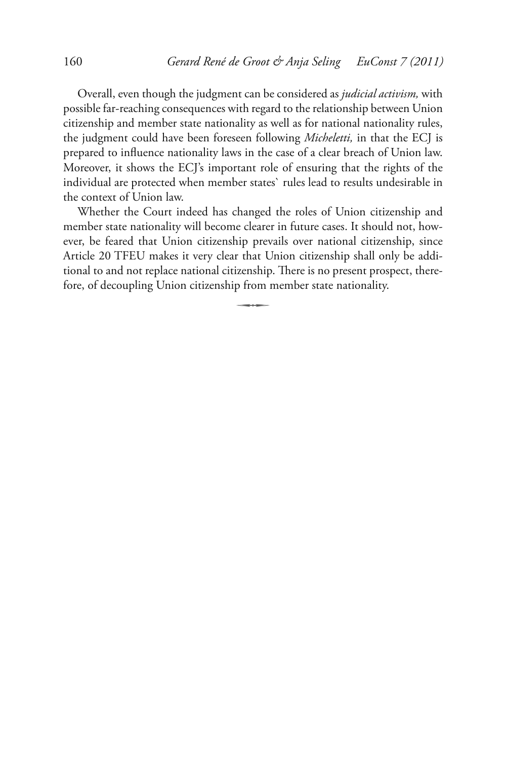Overall, even though the judgment can be considered as *judicial activism,* with possible far-reaching consequences with regard to the relationship between Union citizenship and member state nationality as well as for national nationality rules, the judgment could have been foreseen following *Micheletti,* in that the ECJ is prepared to influence nationality laws in the case of a clear breach of Union law. Moreover, it shows the ECJ's important role of ensuring that the rights of the individual are protected when member states` rules lead to results undesirable in the context of Union law.

Whether the Court indeed has changed the roles of Union citizenship and member state nationality will become clearer in future cases. It should not, however, be feared that Union citizenship prevails over national citizenship, since Article 20 TFEU makes it very clear that Union citizenship shall only be additional to and not replace national citizenship. There is no present prospect, therefore, of decoupling Union citizenship from member state nationality.